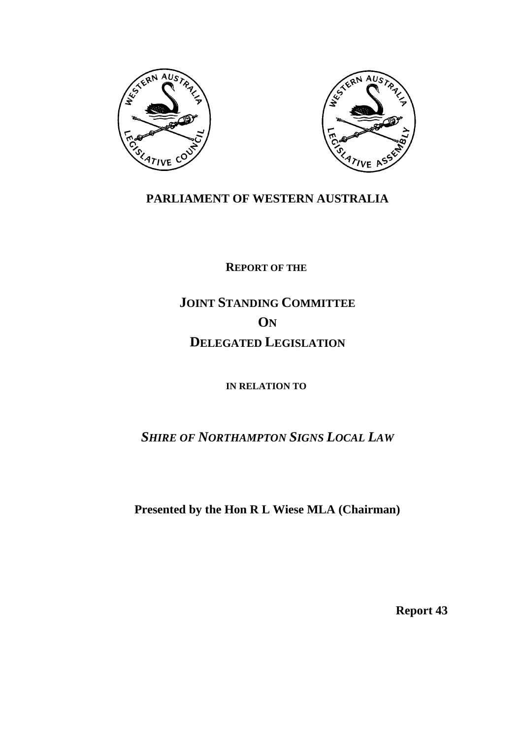# PARLIAMENT OF WESTERN AUSTRALIA

**REPORT OF THE**

## JOINT STANDING COMMITTEE ON DELEGATED LEGISLATION

**IN RELATION TO**

## *SHIRE OF NORTHAMPTON SIGNS LOCAL LAW*

**Presented by the Hon R L Wiese MLA (Chairman)**

**Report 43**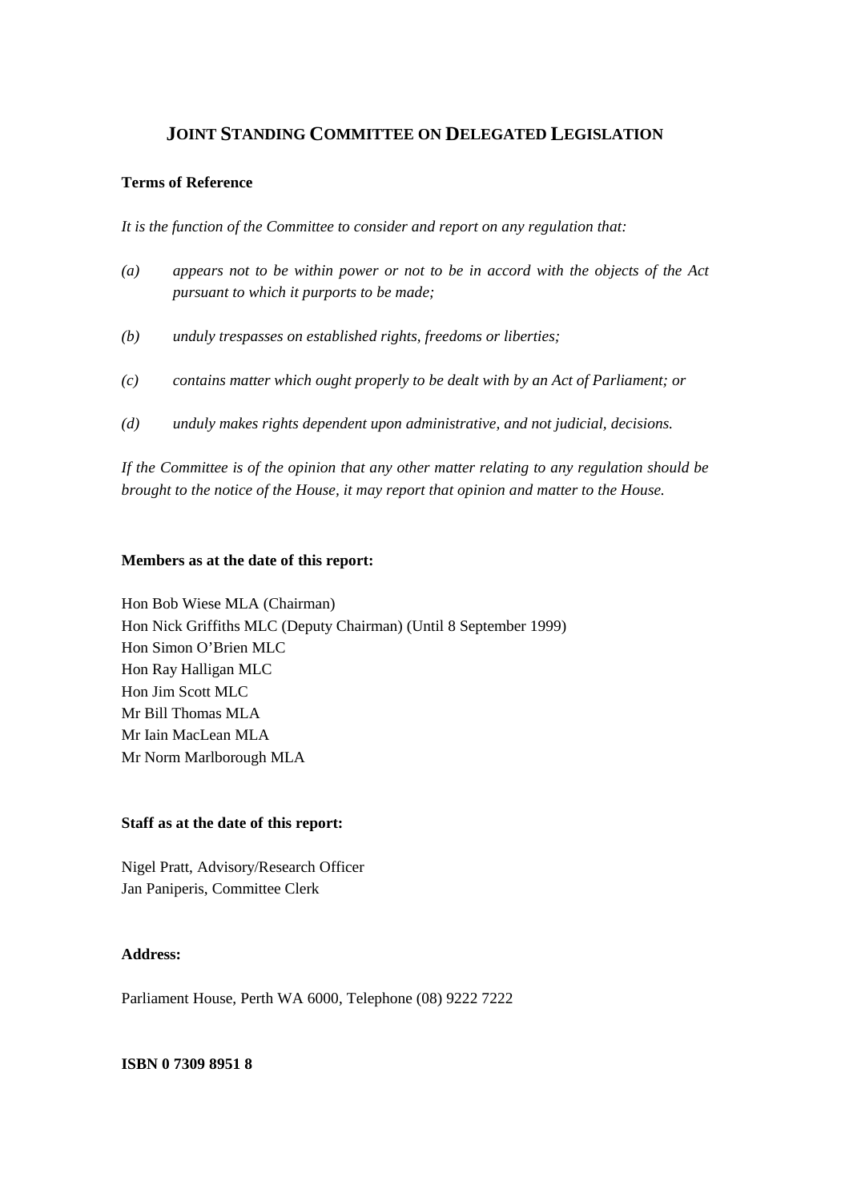# JOINT STANDING COMMITTEE ON DELEGATED LEGISLATION

**Terms of Reference**

*It is the function of the Committee to consider and report on any regulation that:*

*(a) appears not to be within power or not to be in accord with the objects of the Act pursuant to which it purports to be made;*

*(b) unduly trespasses on established rights, freedoms or liberties;*

*(c) contains matter which ought properly to be dealt with by an Act of Parliament; or*

*(d) unduly makes rights dependent upon administrative, and not judicial, decisions.*

*If the Committee is of the opinion that any other matter relating to any regulation should be brought to the notice of the House, it may report that opinion and matter to the House.*

**Members as at the date of this report:**

Hon Bob Wiese MLA (Chairman)
Hon Nick Griffiths MLC (Deputy Chairman) (Until 8 September 1999)
Hon Simon O'Brien MLC
Hon Ray Halligan MLC
Hon Jim Scott MLC
Mr Bill Thomas MLA
Mr Iain MacLean MLA
Mr Norm Marlborough MLA

**Staff as at the date of this report:**

Nigel Pratt, Advisory/Research Officer
Jan Paniperis, Committee Clerk

**Address:**

Parliament House, Perth WA 6000, Telephone (08) 9222 7222

**ISBN 0 7309 8951 8**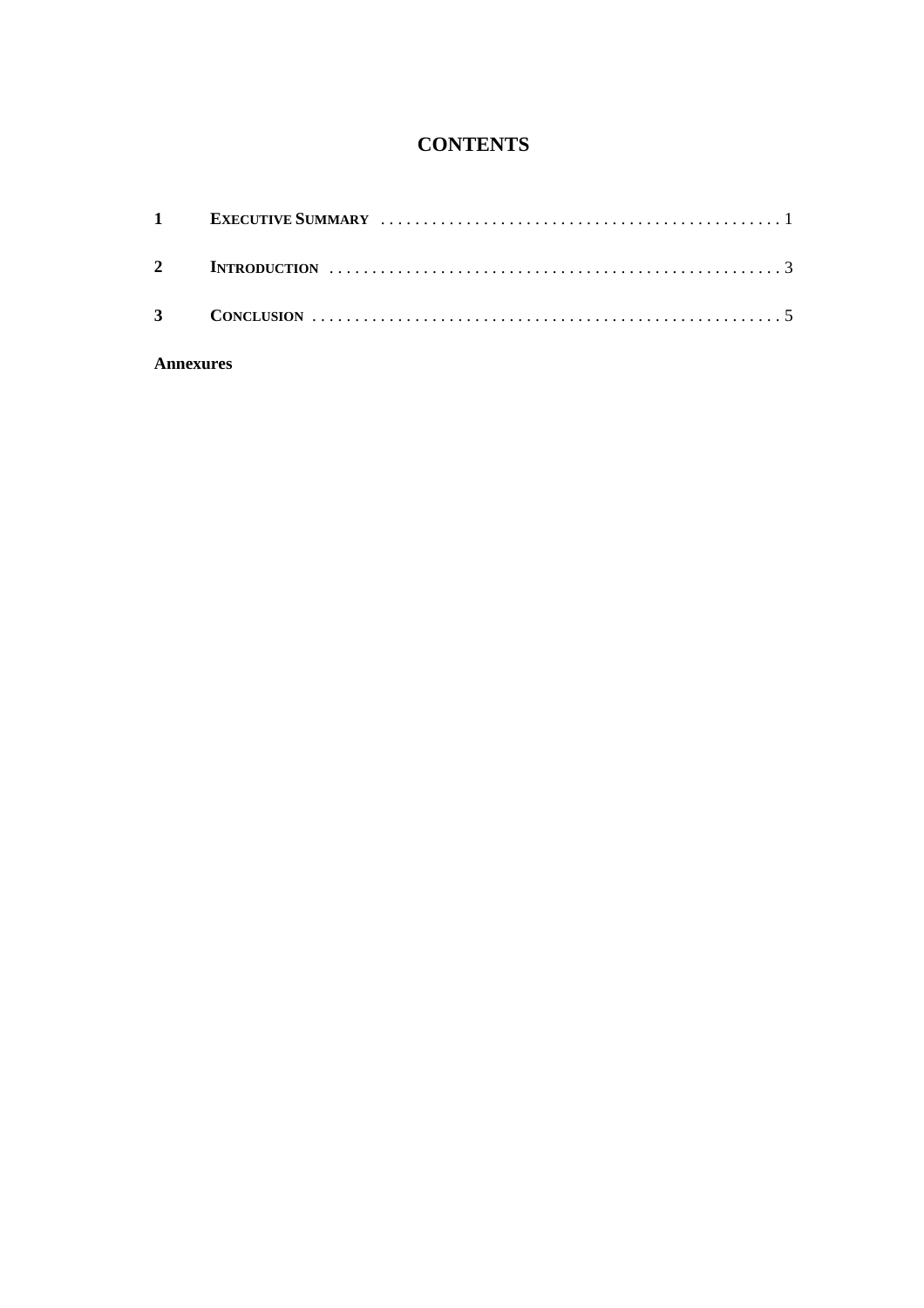# CONTENTS

| | | |
|---|---|---|
| **1** | **EXECUTIVE SUMMARY** | 1 |
| **2** | **INTRODUCTION** | 3 |
| **3** | **CONCLUSION** | 5 |

**Annexures**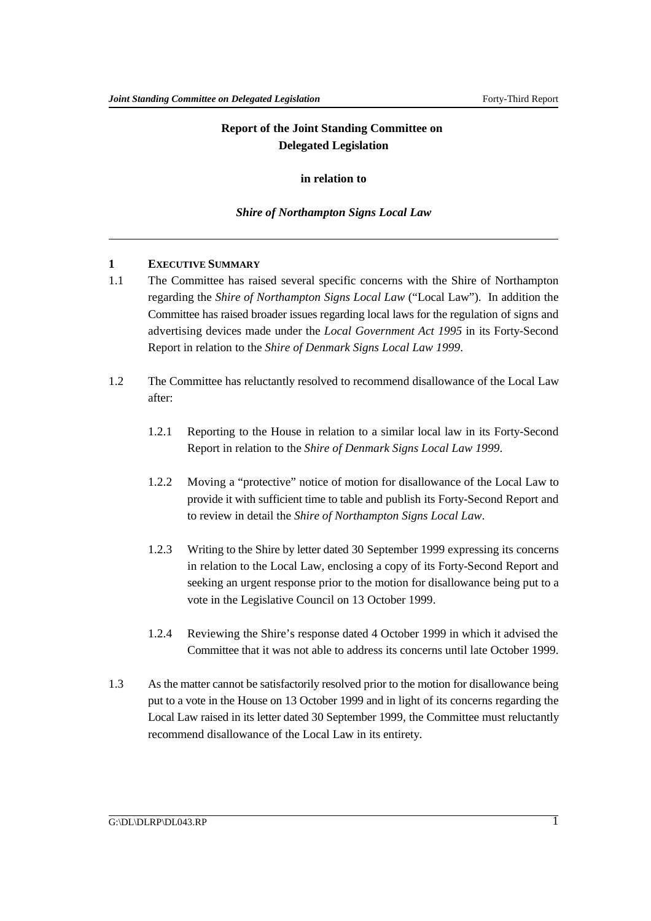**Report of the Joint Standing Committee on Delegated Legislation**

**in relation to**

***Shire of Northampton Signs Local Law***

---

## 1 EXECUTIVE SUMMARY

1.1 The Committee has raised several specific concerns with the Shire of Northampton regarding the *Shire of Northampton Signs Local Law* ("Local Law"). In addition the Committee has raised broader issues regarding local laws for the regulation of signs and advertising devices made under the *Local Government Act 1995* in its Forty-Second Report in relation to the *Shire of Denmark Signs Local Law 1999*.

1.2 The Committee has reluctantly resolved to recommend disallowance of the Local Law after:

1.2.1 Reporting to the House in relation to a similar local law in its Forty-Second Report in relation to the *Shire of Denmark Signs Local Law 1999*.

1.2.2 Moving a "protective" notice of motion for disallowance of the Local Law to provide it with sufficient time to table and publish its Forty-Second Report and to review in detail the *Shire of Northampton Signs Local Law*.

1.2.3 Writing to the Shire by letter dated 30 September 1999 expressing its concerns in relation to the Local Law, enclosing a copy of its Forty-Second Report and seeking an urgent response prior to the motion for disallowance being put to a vote in the Legislative Council on 13 October 1999.

1.2.4 Reviewing the Shire's response dated 4 October 1999 in which it advised the Committee that it was not able to address its concerns until late October 1999.

1.3 As the matter cannot be satisfactorily resolved prior to the motion for disallowance being put to a vote in the House on 13 October 1999 and in light of its concerns regarding the Local Law raised in its letter dated 30 September 1999, the Committee must reluctantly recommend disallowance of the Local Law in its entirety.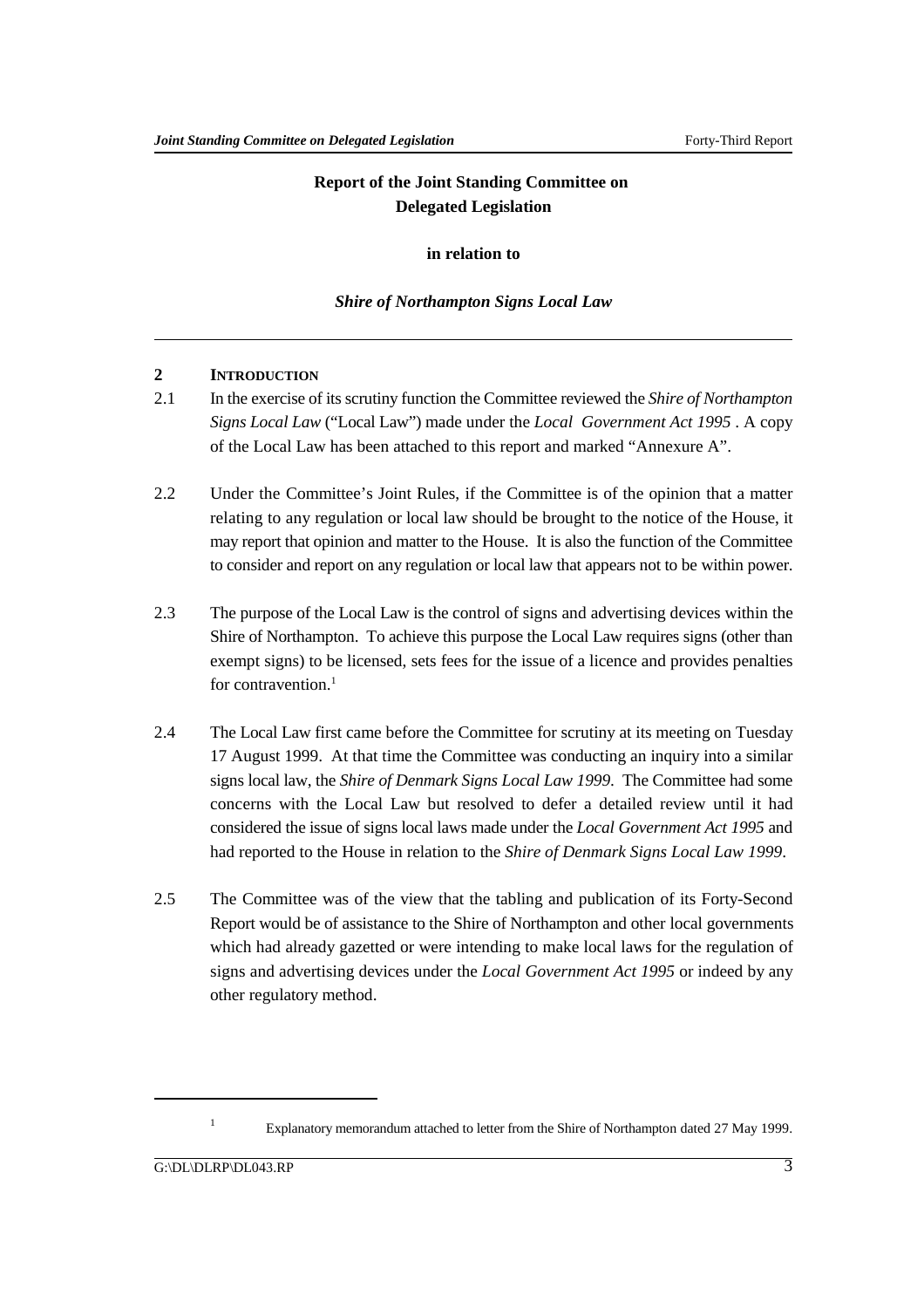**Report of the Joint Standing Committee on Delegated Legislation**

**in relation to**

***Shire of Northampton Signs Local Law***

## 2 INTRODUCTION

2.1 In the exercise of its scrutiny function the Committee reviewed the *Shire of Northampton Signs Local Law* ("Local Law") made under the *Local Government Act 1995* . A copy of the Local Law has been attached to this report and marked "Annexure A".

2.2 Under the Committee's Joint Rules, if the Committee is of the opinion that a matter relating to any regulation or local law should be brought to the notice of the House, it may report that opinion and matter to the House. It is also the function of the Committee to consider and report on any regulation or local law that appears not to be within power.

2.3 The purpose of the Local Law is the control of signs and advertising devices within the Shire of Northampton. To achieve this purpose the Local Law requires signs (other than exempt signs) to be licensed, sets fees for the issue of a licence and provides penalties for contravention.[1]

2.4 The Local Law first came before the Committee for scrutiny at its meeting on Tuesday 17 August 1999. At that time the Committee was conducting an inquiry into a similar signs local law, the *Shire of Denmark Signs Local Law 1999*. The Committee had some concerns with the Local Law but resolved to defer a detailed review until it had considered the issue of signs local laws made under the *Local Government Act 1995* and had reported to the House in relation to the *Shire of Denmark Signs Local Law 1999*.

2.5 The Committee was of the view that the tabling and publication of its Forty-Second Report would be of assistance to the Shire of Northampton and other local governments which had already gazetted or were intending to make local laws for the regulation of signs and advertising devices under the *Local Government Act 1995* or indeed by any other regulatory method.

---

[1] Explanatory memorandum attached to letter from the Shire of Northampton dated 27 May 1999.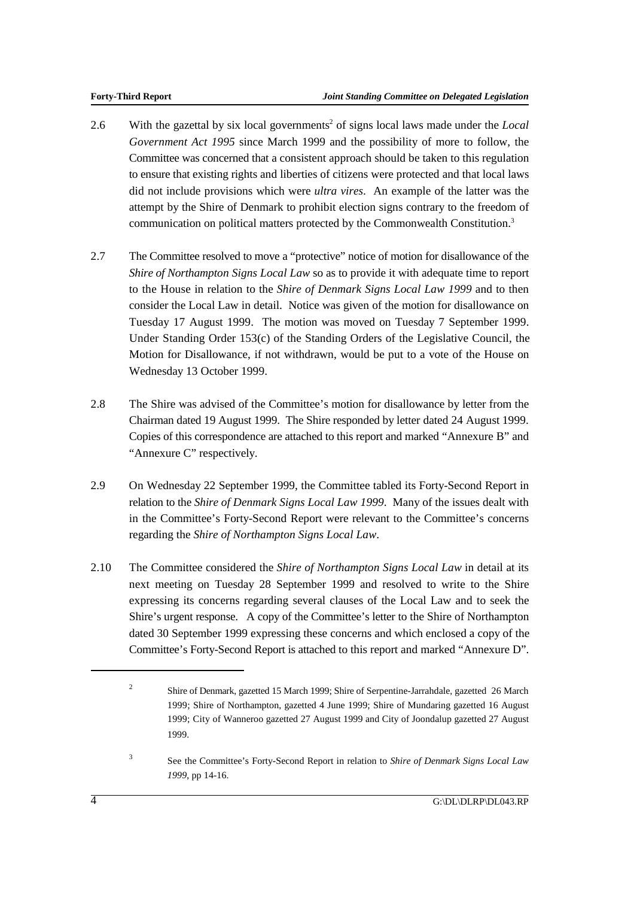2.6 With the gazettal by six local governments[2] of signs local laws made under the *Local Government Act 1995* since March 1999 and the possibility of more to follow, the Committee was concerned that a consistent approach should be taken to this regulation to ensure that existing rights and liberties of citizens were protected and that local laws did not include provisions which were *ultra vires*. An example of the latter was the attempt by the Shire of Denmark to prohibit election signs contrary to the freedom of communication on political matters protected by the Commonwealth Constitution.[3]

2.7 The Committee resolved to move a "protective" notice of motion for disallowance of the *Shire of Northampton Signs Local Law* so as to provide it with adequate time to report to the House in relation to the *Shire of Denmark Signs Local Law 1999* and to then consider the Local Law in detail. Notice was given of the motion for disallowance on Tuesday 17 August 1999. The motion was moved on Tuesday 7 September 1999. Under Standing Order 153(c) of the Standing Orders of the Legislative Council, the Motion for Disallowance, if not withdrawn, would be put to a vote of the House on Wednesday 13 October 1999.

2.8 The Shire was advised of the Committee's motion for disallowance by letter from the Chairman dated 19 August 1999. The Shire responded by letter dated 24 August 1999. Copies of this correspondence are attached to this report and marked "Annexure B" and "Annexure C" respectively.

2.9 On Wednesday 22 September 1999, the Committee tabled its Forty-Second Report in relation to the *Shire of Denmark Signs Local Law 1999*. Many of the issues dealt with in the Committee's Forty-Second Report were relevant to the Committee's concerns regarding the *Shire of Northampton Signs Local Law*.

2.10 The Committee considered the *Shire of Northampton Signs Local Law* in detail at its next meeting on Tuesday 28 September 1999 and resolved to write to the Shire expressing its concerns regarding several clauses of the Local Law and to seek the Shire's urgent response. A copy of the Committee's letter to the Shire of Northampton dated 30 September 1999 expressing these concerns and which enclosed a copy of the Committee's Forty-Second Report is attached to this report and marked "Annexure D".

---

[2] Shire of Denmark, gazetted 15 March 1999; Shire of Serpentine-Jarrahdale, gazetted 26 March 1999; Shire of Northampton, gazetted 4 June 1999; Shire of Mundaring gazetted 16 August 1999; City of Wanneroo gazetted 27 August 1999 and City of Joondalup gazetted 27 August 1999.

[3] See the Committee's Forty-Second Report in relation to *Shire of Denmark Signs Local Law 1999*, pp 14-16.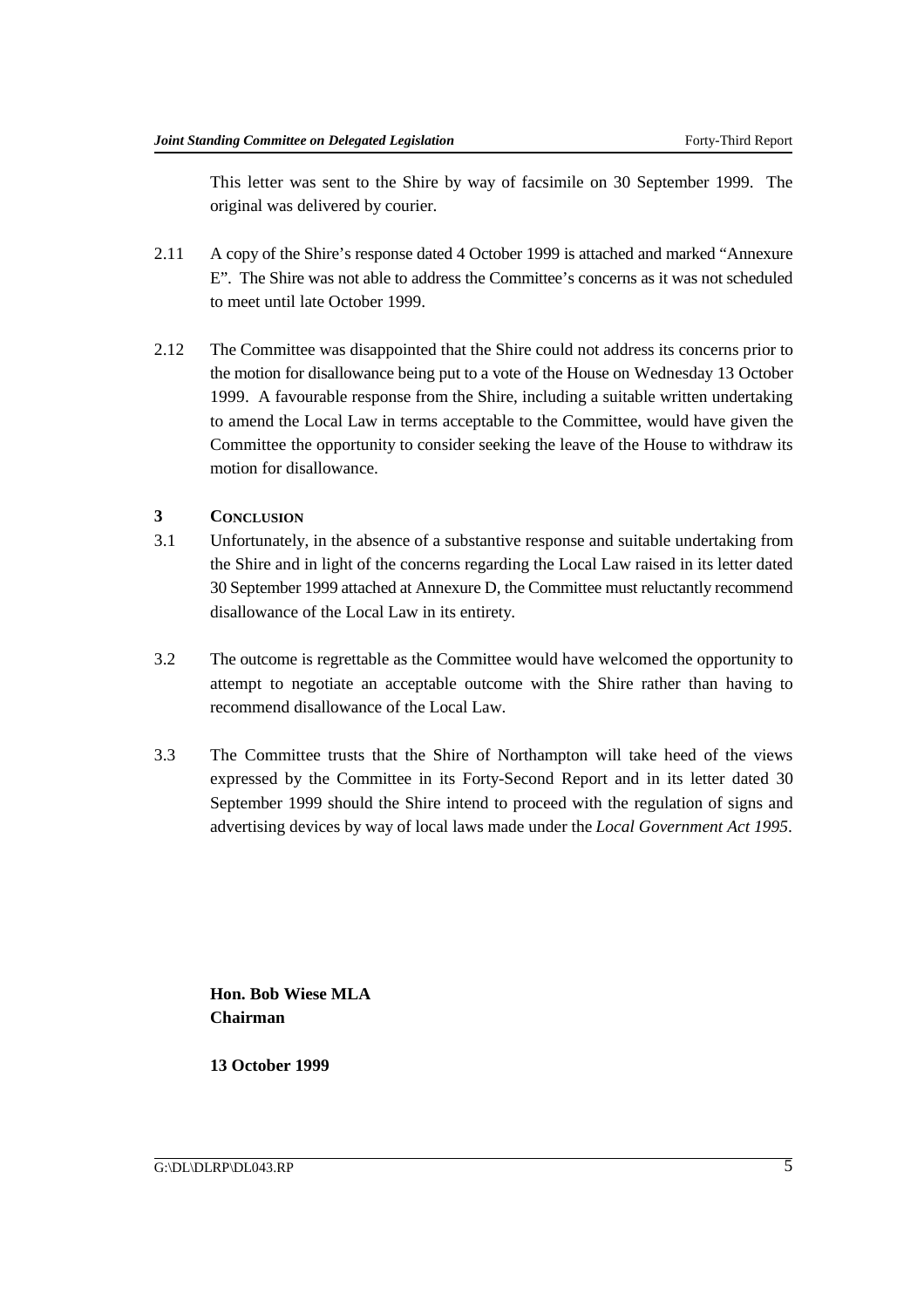This letter was sent to the Shire by way of facsimile on 30 September 1999. The original was delivered by courier.

2.11 A copy of the Shire's response dated 4 October 1999 is attached and marked "Annexure E". The Shire was not able to address the Committee's concerns as it was not scheduled to meet until late October 1999.

2.12 The Committee was disappointed that the Shire could not address its concerns prior to the motion for disallowance being put to a vote of the House on Wednesday 13 October 1999. A favourable response from the Shire, including a suitable written undertaking to amend the Local Law in terms acceptable to the Committee, would have given the Committee the opportunity to consider seeking the leave of the House to withdraw its motion for disallowance.

## 3 CONCLUSION

3.1 Unfortunately, in the absence of a substantive response and suitable undertaking from the Shire and in light of the concerns regarding the Local Law raised in its letter dated 30 September 1999 attached at Annexure D, the Committee must reluctantly recommend disallowance of the Local Law in its entirety.

3.2 The outcome is regrettable as the Committee would have welcomed the opportunity to attempt to negotiate an acceptable outcome with the Shire rather than having to recommend disallowance of the Local Law.

3.3 The Committee trusts that the Shire of Northampton will take heed of the views expressed by the Committee in its Forty-Second Report and in its letter dated 30 September 1999 should the Shire intend to proceed with the regulation of signs and advertising devices by way of local laws made under the *Local Government Act 1995*.

**Hon. Bob Wiese MLA**
**Chairman**

**13 October 1999**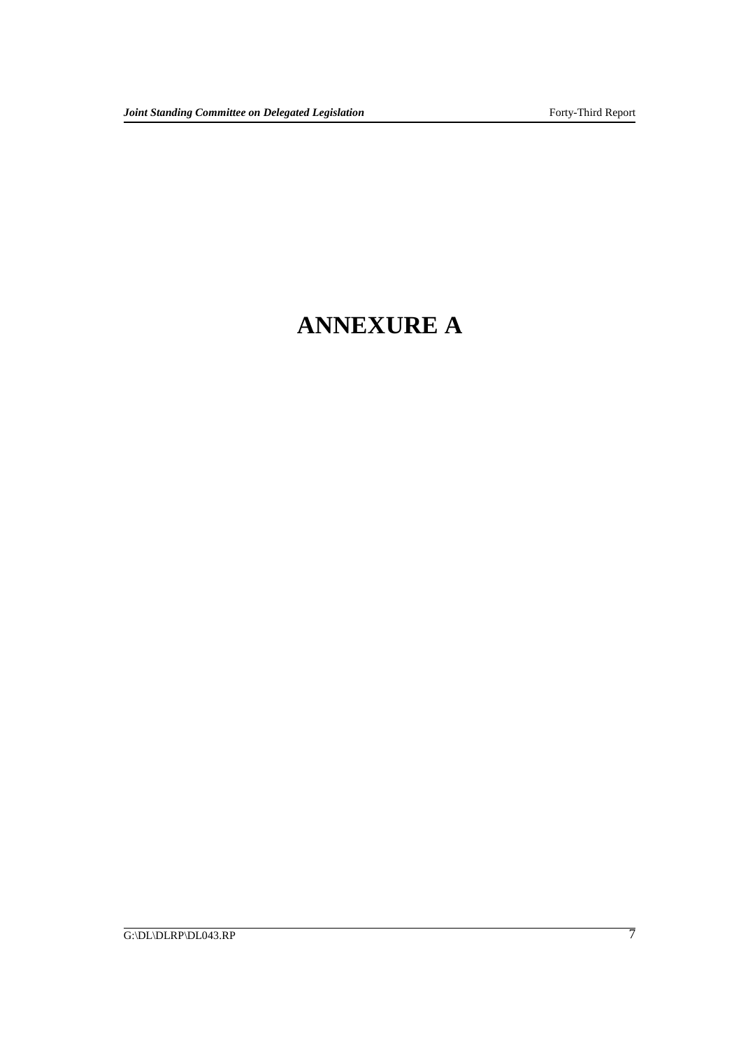# ANNEXURE A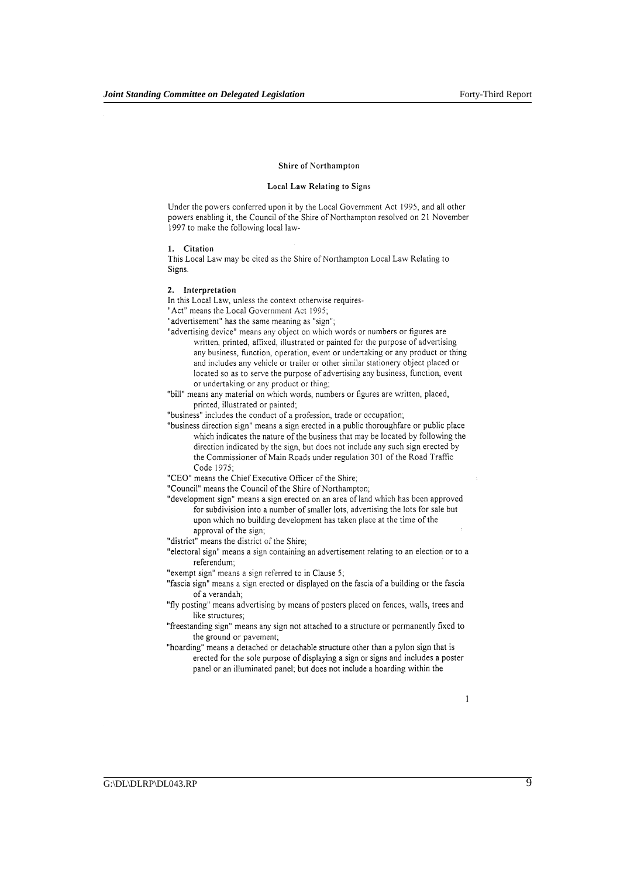**Shire of Northampton**

**Local Law Relating to Signs**

Under the powers conferred upon it by the Local Government Act 1995, and all other powers enabling it, the Council of the Shire of Northampton resolved on 21 November 1997 to make the following local law-

**1. Citation**

This Local Law may be cited as the Shire of Northampton Local Law Relating to Signs.

**2. Interpretation**

In this Local Law, unless the context otherwise requires-

"Act" means the Local Government Act 1995;

"advertisement" has the same meaning as "sign";

"advertising device" means any object on which words or numbers or figures are written, printed, affixed, illustrated or painted for the purpose of advertising any business, function, operation, event or undertaking or any product or thing and includes any vehicle or trailer or other similar stationery object placed or located so as to serve the purpose of advertising any business, function, event or undertaking or any product or thing;

"bill" means any material on which words, numbers or figures are written, placed, printed, illustrated or painted;

"business" includes the conduct of a profession, trade or occupation;

"business direction sign" means a sign erected in a public thoroughfare or public place which indicates the nature of the business that may be located by following the direction indicated by the sign, but does not include any such sign erected by the Commissioner of Main Roads under regulation 301 of the Road Traffic Code 1975;

"CEO" means the Chief Executive Officer of the Shire;

"Council" means the Council of the Shire of Northampton;

"development sign" means a sign erected on an area of land which has been approved for subdivision into a number of smaller lots, advertising the lots for sale but upon which no building development has taken place at the time of the approval of the sign;

"district" means the district of the Shire;

"electoral sign" means a sign containing an advertisement relating to an election or to a referendum;

"exempt sign" means a sign referred to in Clause 5;

"fascia sign" means a sign erected or displayed on the fascia of a building or the fascia of a verandah;

"fly posting" means advertising by means of posters placed on fences, walls, trees and like structures;

"freestanding sign" means any sign not attached to a structure or permanently fixed to the ground or pavement;

"hoarding" means a detached or detachable structure other than a pylon sign that is erected for the sole purpose of displaying a sign or signs and includes a poster panel or an illuminated panel; but does not include a hoarding within the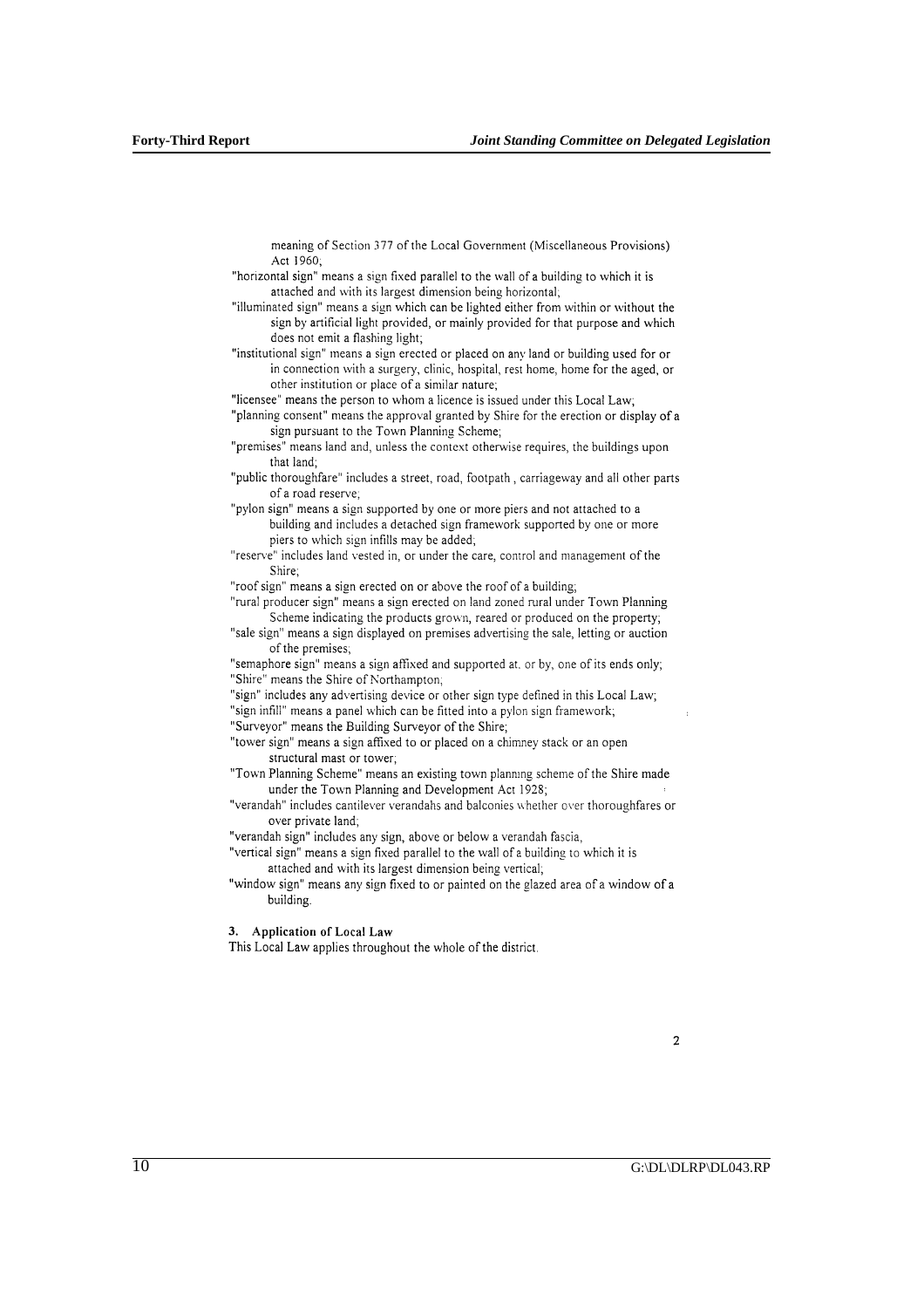meaning of Section 377 of the Local Government (Miscellaneous Provisions) Act 1960;

"horizontal sign" means a sign fixed parallel to the wall of a building to which it is attached and with its largest dimension being horizontal;

"illuminated sign" means a sign which can be lighted either from within or without the sign by artificial light provided, or mainly provided for that purpose and which does not emit a flashing light;

"institutional sign" means a sign erected or placed on any land or building used for or in connection with a surgery, clinic, hospital, rest home, home for the aged, or other institution or place of a similar nature;

"licensee" means the person to whom a licence is issued under this Local Law;

"planning consent" means the approval granted by Shire for the erection or display of a sign pursuant to the Town Planning Scheme;

"premises" means land and, unless the context otherwise requires, the buildings upon that land;

"public thoroughfare" includes a street, road, footpath , carriageway and all other parts of a road reserve;

"pylon sign" means a sign supported by one or more piers and not attached to a building and includes a detached sign framework supported by one or more piers to which sign infills may be added;

"reserve" includes land vested in, or under the care, control and management of the Shire;

"roof sign" means a sign erected on or above the roof of a building;

"rural producer sign" means a sign erected on land zoned rural under Town Planning Scheme indicating the products grown, reared or produced on the property;

"sale sign" means a sign displayed on premises advertising the sale, letting or auction of the premises;

"semaphore sign" means a sign affixed and supported at, or by, one of its ends only;

"Shire" means the Shire of Northampton;

"sign" includes any advertising device or other sign type defined in this Local Law;

"sign infill" means a panel which can be fitted into a pylon sign framework;

"Surveyor" means the Building Surveyor of the Shire;

"tower sign" means a sign affixed to or placed on a chimney stack or an open structural mast or tower;

"Town Planning Scheme" means an existing town planning scheme of the Shire made under the Town Planning and Development Act 1928;

"verandah" includes cantilever verandahs and balconies whether over thoroughfares or over private land;

"verandah sign" includes any sign, above or below a verandah fascia,

"vertical sign" means a sign fixed parallel to the wall of a building to which it is attached and with its largest dimension being vertical;

"window sign" means any sign fixed to or painted on the glazed area of a window of a building.

**3. Application of Local Law**

This Local Law applies throughout the whole of the district.

2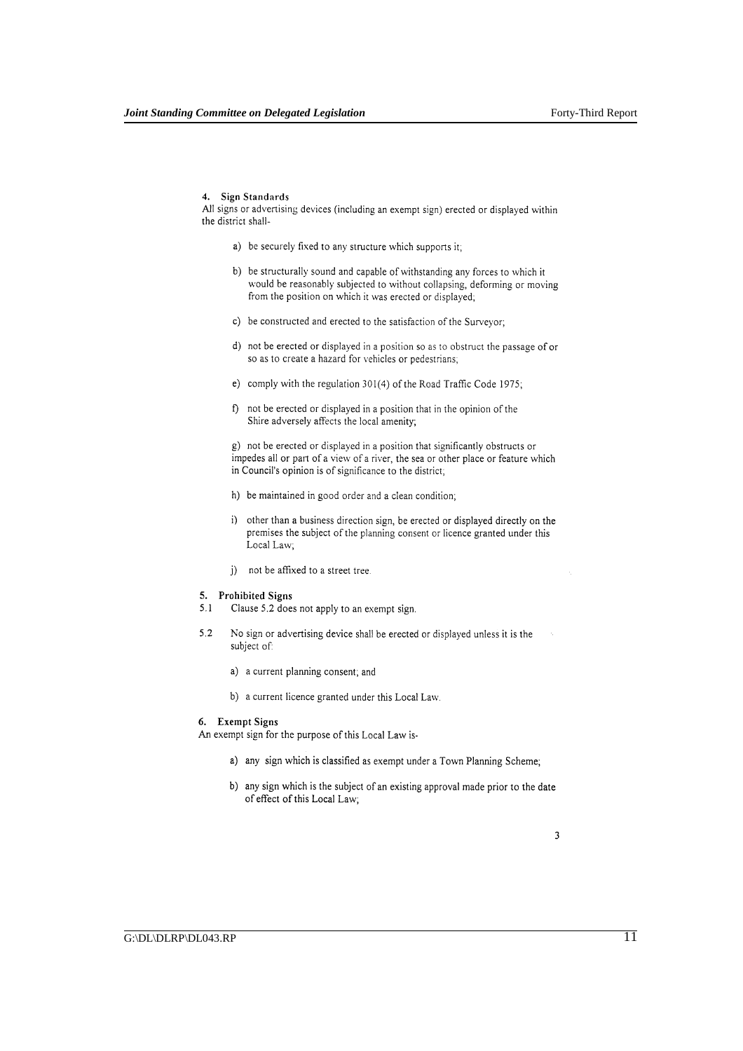#### 4. Sign Standards

All signs or advertising devices (including an exempt sign) erected or displayed within the district shall-

a) be securely fixed to any structure which supports it;

b) be structurally sound and capable of withstanding any forces to which it would be reasonably subjected to without collapsing, deforming or moving from the position on which it was erected or displayed;

c) be constructed and erected to the satisfaction of the Surveyor;

d) not be erected or displayed in a position so as to obstruct the passage of or so as to create a hazard for vehicles or pedestrians;

e) comply with the regulation 301(4) of the Road Traffic Code 1975;

f) not be erected or displayed in a position that in the opinion of the Shire adversely affects the local amenity;

g) not be erected or displayed in a position that significantly obstructs or impedes all or part of a view of a river, the sea or other place or feature which in Council's opinion is of significance to the district;

h) be maintained in good order and a clean condition;

i) other than a business direction sign, be erected or displayed directly on the premises the subject of the planning consent or licence granted under this Local Law;

j) not be affixed to a street tree.

#### 5. Prohibited Signs

5.1 Clause 5.2 does not apply to an exempt sign.

5.2 No sign or advertising device shall be erected or displayed unless it is the subject of:

a) a current planning consent; and

b) a current licence granted under this Local Law.

#### 6. Exempt Signs

An exempt sign for the purpose of this Local Law is-

a) any sign which is classified as exempt under a Town Planning Scheme;

b) any sign which is the subject of an existing approval made prior to the date of effect of this Local Law;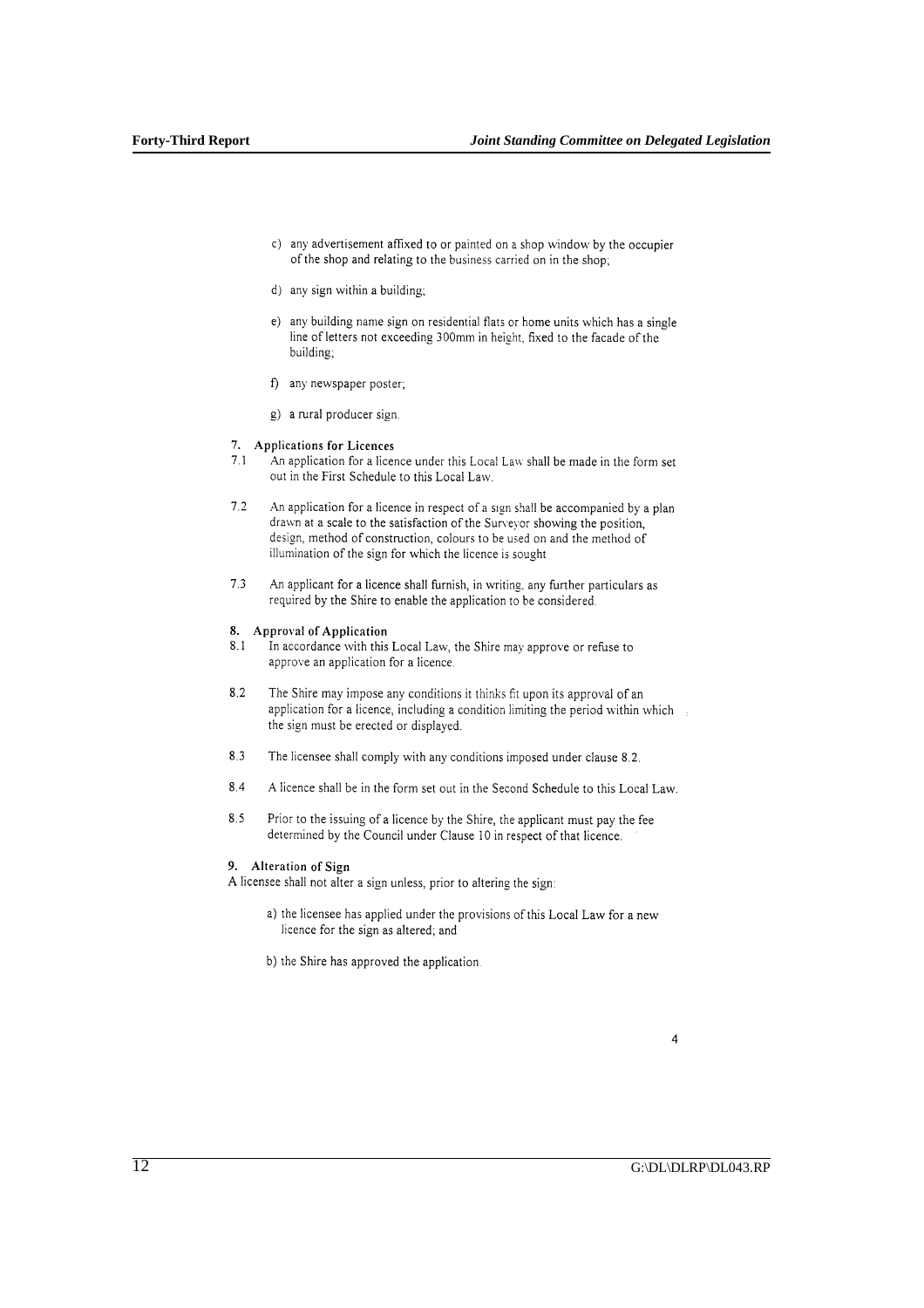c) any advertisement affixed to or painted on a shop window by the occupier of the shop and relating to the business carried on in the shop;

d) any sign within a building;

e) any building name sign on residential flats or home units which has a single line of letters not exceeding 300mm in height, fixed to the facade of the building;

f) any newspaper poster;

g) a rural producer sign.

**7. Applications for Licences**

7.1 An application for a licence under this Local Law shall be made in the form set out in the First Schedule to this Local Law.

7.2 An application for a licence in respect of a sign shall be accompanied by a plan drawn at a scale to the satisfaction of the Surveyor showing the position, design, method of construction, colours to be used on and the method of illumination of the sign for which the licence is sought

7.3 An applicant for a licence shall furnish, in writing, any further particulars as required by the Shire to enable the application to be considered.

**8. Approval of Application**

8.1 In accordance with this Local Law, the Shire may approve or refuse to approve an application for a licence.

8.2 The Shire may impose any conditions it thinks fit upon its approval of an application for a licence, including a condition limiting the period within which the sign must be erected or displayed.

8.3 The licensee shall comply with any conditions imposed under clause 8.2.

8.4 A licence shall be in the form set out in the Second Schedule to this Local Law.

8.5 Prior to the issuing of a licence by the Shire, the applicant must pay the fee determined by the Council under Clause 10 in respect of that licence.

**9. Alteration of Sign**

A licensee shall not alter a sign unless, prior to altering the sign:

a) the licensee has applied under the provisions of this Local Law for a new licence for the sign as altered; and

b) the Shire has approved the application.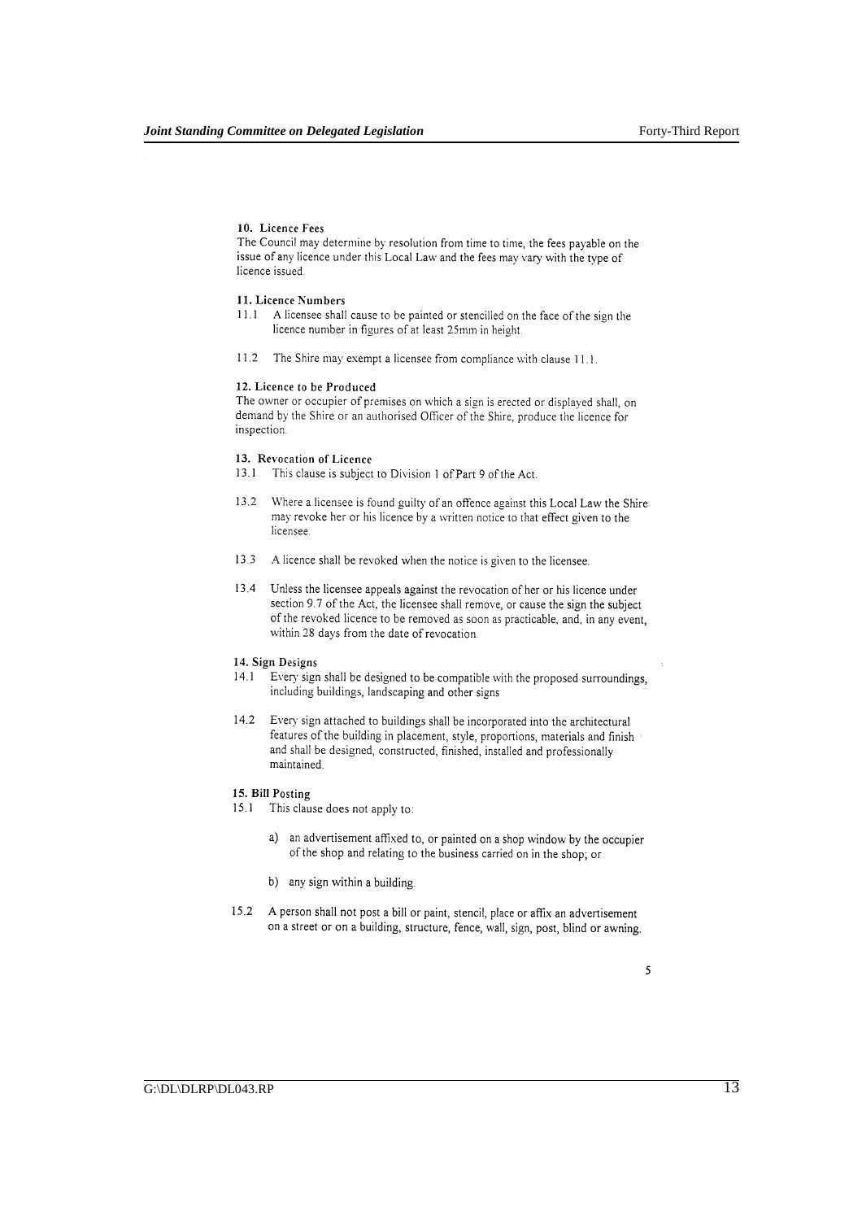**10. Licence Fees**

The Council may determine by resolution from time to time, the fees payable on the issue of any licence under this Local Law and the fees may vary with the type of licence issued.

**11. Licence Numbers**

11.1 A licensee shall cause to be painted or stencilled on the face of the sign the licence number in figures of at least 25mm in height.

11.2 The Shire may exempt a licensee from compliance with clause 11.1.

**12. Licence to be Produced**

The owner or occupier of premises on which a sign is erected or displayed shall, on demand by the Shire or an authorised Officer of the Shire, produce the licence for inspection.

**13. Revocation of Licence**

13.1 This clause is subject to Division 1 of Part 9 of the Act.

13.2 Where a licensee is found guilty of an offence against this Local Law the Shire may revoke her or his licence by a written notice to that effect given to the licensee.

13.3 A licence shall be revoked when the notice is given to the licensee.

13.4 Unless the licensee appeals against the revocation of her or his licence under section 9.7 of the Act, the licensee shall remove, or cause the sign the subject of the revoked licence to be removed as soon as practicable, and, in any event, within 28 days from the date of revocation.

**14. Sign Designs**

14.1 Every sign shall be designed to be compatible with the proposed surroundings, including buildings, landscaping and other signs

14.2 Every sign attached to buildings shall be incorporated into the architectural features of the building in placement, style, proportions, materials and finish and shall be designed, constructed, finished, installed and professionally maintained.

**15. Bill Posting**

15.1 This clause does not apply to:

a) an advertisement affixed to, or painted on a shop window by the occupier of the shop and relating to the business carried on in the shop; or

b) any sign within a building.

15.2 A person shall not post a bill or paint, stencil, place or affix an advertisement on a street or on a building, structure, fence, wall, sign, post, blind or awning.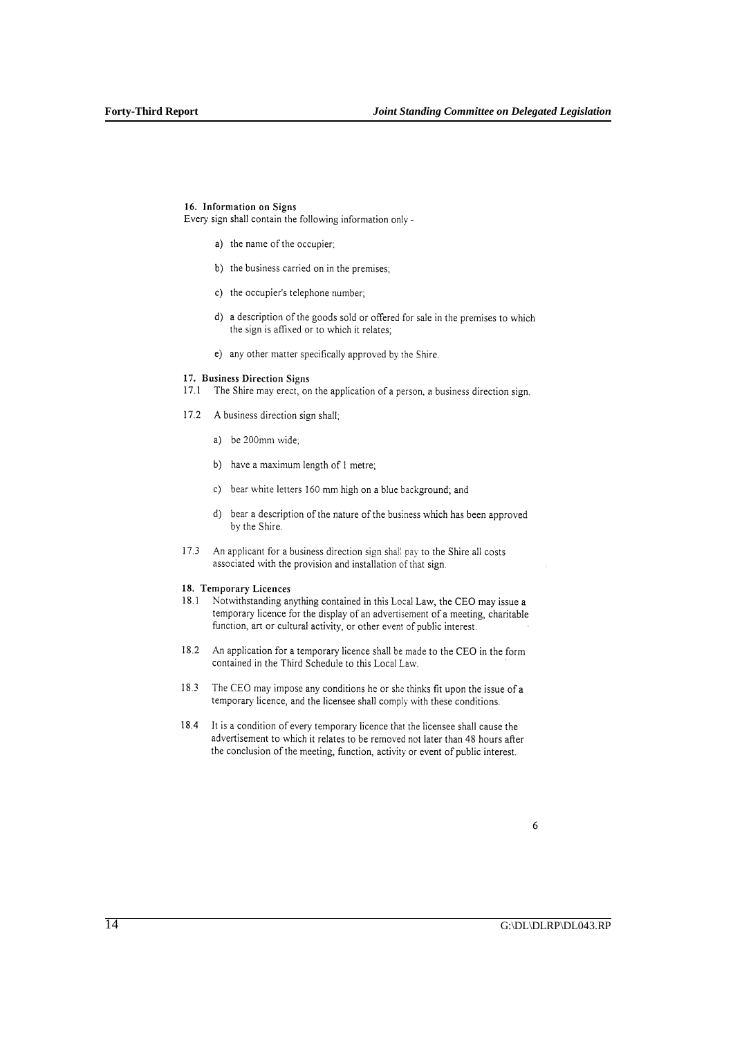**16. Information on Signs**

Every sign shall contain the following information only -

a) the name of the occupier;

b) the business carried on in the premises;

c) the occupier's telephone number;

d) a description of the goods sold or offered for sale in the premises to which the sign is affixed or to which it relates;

e) any other matter specifically approved by the Shire.

**17. Business Direction Signs**

17.1 The Shire may erect, on the application of a person, a business direction sign.

17.2 A business direction sign shall;

a) be 200mm wide;

b) have a maximum length of 1 metre;

c) bear white letters 160 mm high on a blue background; and

d) bear a description of the nature of the business which has been approved by the Shire.

17.3 An applicant for a business direction sign shall pay to the Shire all costs associated with the provision and installation of that sign.

**18. Temporary Licences**

18.1 Notwithstanding anything contained in this Local Law, the CEO may issue a temporary licence for the display of an advertisement of a meeting, charitable function, art or cultural activity, or other event of public interest.

18.2 An application for a temporary licence shall be made to the CEO in the form contained in the Third Schedule to this Local Law.

18.3 The CEO may impose any conditions he or she thinks fit upon the issue of a temporary licence, and the licensee shall comply with these conditions.

18.4 It is a condition of every temporary licence that the licensee shall cause the advertisement to which it relates to be removed not later than 48 hours after the conclusion of the meeting, function, activity or event of public interest.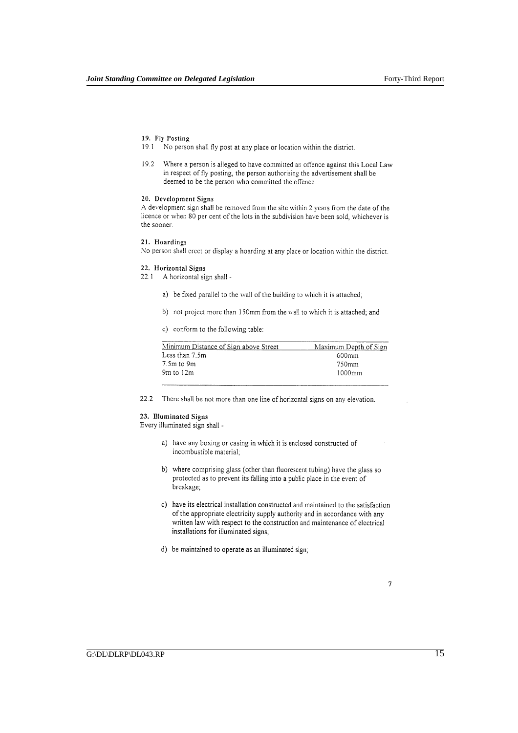### 19. Fly Posting

19.1 No person shall fly post at any place or location within the district.

19.2 Where a person is alleged to have committed an offence against this Local Law in respect of fly posting, the person authorising the advertisement shall be deemed to be the person who committed the offence.

### 20. Development Signs

A development sign shall be removed from the site within 2 years from the date of the licence or when 80 per cent of the lots in the subdivision have been sold, whichever is the sooner.

### 21. Hoardings

No person shall erect or display a hoarding at any place or location within the district.

### 22. Horizontal Signs

22.1 A horizontal sign shall -

a) be fixed parallel to the wall of the building to which it is attached;

b) not project more than 150mm from the wall to which it is attached; and

c) conform to the following table:

| Minimum Distance of Sign above Street | Maximum Depth of Sign |
|---|---|
| Less than 7.5m | 600mm |
| 7.5m to 9m | 750mm |
| 9m to 12m | 1000mm |

22.2 There shall be not more than one line of horizontal signs on any elevation.

### 23. Illuminated Signs

Every illuminated sign shall -

a) have any boxing or casing in which it is enclosed constructed of incombustible material;

b) where comprising glass (other than fluorescent tubing) have the glass so protected as to prevent its falling into a public place in the event of breakage;

c) have its electrical installation constructed and maintained to the satisfaction of the appropriate electricity supply authority and in accordance with any written law with respect to the construction and maintenance of electrical installations for illuminated signs;

d) be maintained to operate as an illuminated sign;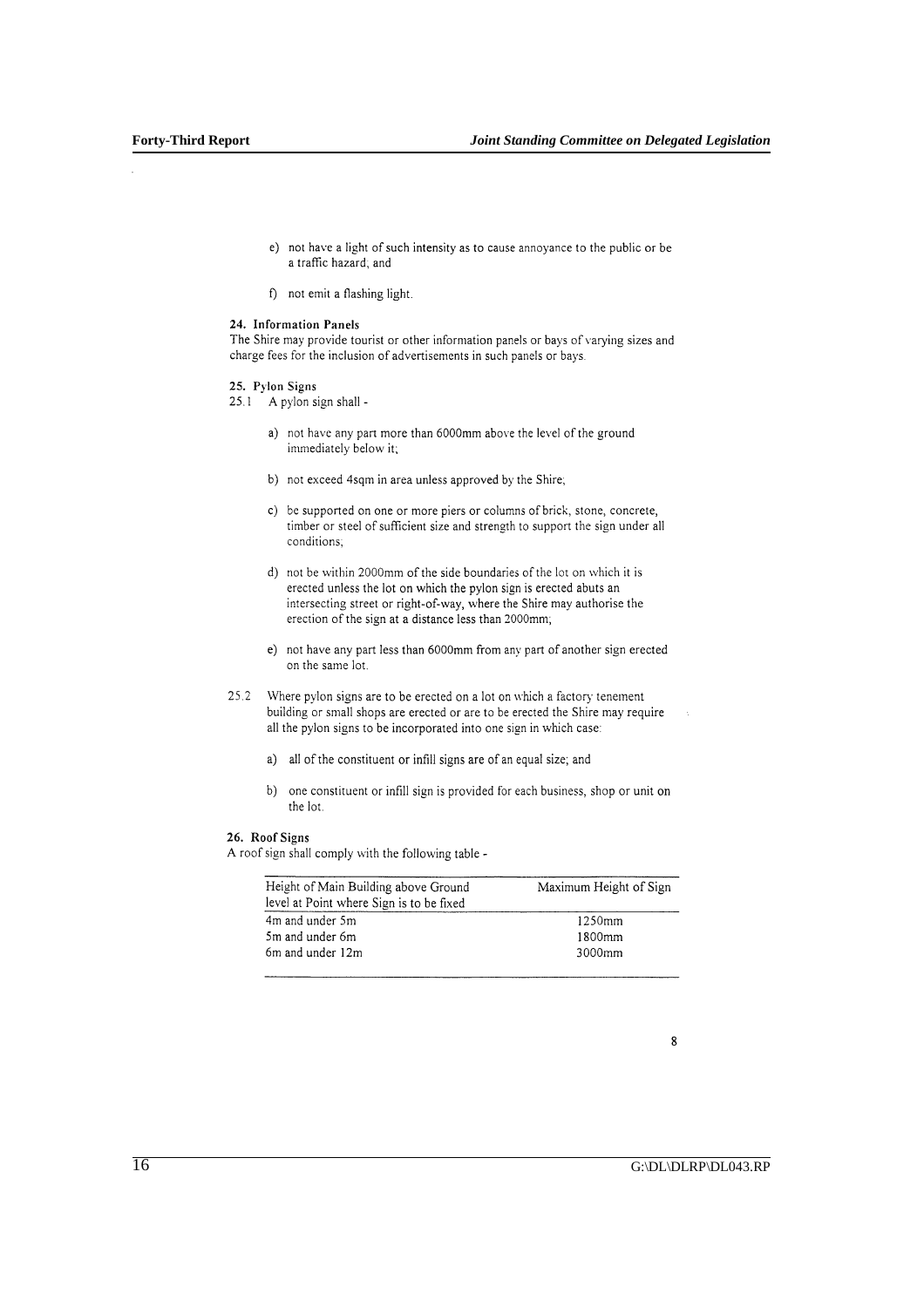e) not have a light of such intensity as to cause annoyance to the public or be a traffic hazard; and

f) not emit a flashing light.

**24. Information Panels**

The Shire may provide tourist or other information panels or bays of varying sizes and charge fees for the inclusion of advertisements in such panels or bays.

**25. Pylon Signs**

25.1 A pylon sign shall -

a) not have any part more than 6000mm above the level of the ground immediately below it;

b) not exceed 4sqm in area unless approved by the Shire;

c) be supported on one or more piers or columns of brick, stone, concrete, timber or steel of sufficient size and strength to support the sign under all conditions;

d) not be within 2000mm of the side boundaries of the lot on which it is erected unless the lot on which the pylon sign is erected abuts an intersecting street or right-of-way, where the Shire may authorise the erection of the sign at a distance less than 2000mm;

e) not have any part less than 6000mm from any part of another sign erected on the same lot.

25.2 Where pylon signs are to be erected on a lot on which a factory tenement building or small shops are erected or are to be erected the Shire may require all the pylon signs to be incorporated into one sign in which case:

a) all of the constituent or infill signs are of an equal size; and

b) one constituent or infill sign is provided for each business, shop or unit on the lot.

**26. Roof Signs**

A roof sign shall comply with the following table -

| Height of Main Building above Ground level at Point where Sign is to be fixed | Maximum Height of Sign |
|---|---|
| 4m and under 5m | 1250mm |
| 5m and under 6m | 1800mm |
| 6m and under 12m | 3000mm |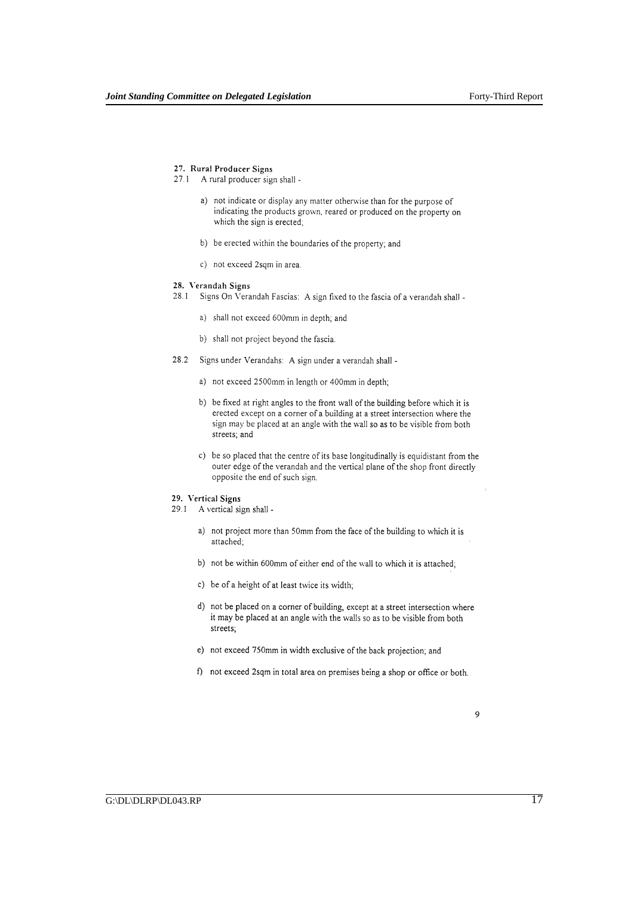### 27. Rural Producer Signs

27.1 A rural producer sign shall -

a) not indicate or display any matter otherwise than for the purpose of indicating the products grown, reared or produced on the property on which the sign is erected;

b) be erected within the boundaries of the property; and

c) not exceed 2sqm in area.

### 28. Verandah Signs

28.1 Signs On Verandah Fascias: A sign fixed to the fascia of a verandah shall -

a) shall not exceed 600mm in depth; and

b) shall not project beyond the fascia.

28.2 Signs under Verandahs: A sign under a verandah shall -

a) not exceed 2500mm in length or 400mm in depth;

b) be fixed at right angles to the front wall of the building before which it is erected except on a corner of a building at a street intersection where the sign may be placed at an angle with the wall so as to be visible from both streets; and

c) be so placed that the centre of its base longitudinally is equidistant from the outer edge of the verandah and the vertical plane of the shop front directly opposite the end of such sign.

### 29. Vertical Signs

29.1 A vertical sign shall -

a) not project more than 50mm from the face of the building to which it is attached;

b) not be within 600mm of either end of the wall to which it is attached;

c) be of a height of at least twice its width;

d) not be placed on a corner of building, except at a street intersection where it may be placed at an angle with the walls so as to be visible from both streets;

e) not exceed 750mm in width exclusive of the back projection; and

f) not exceed 2sqm in total area on premises being a shop or office or both.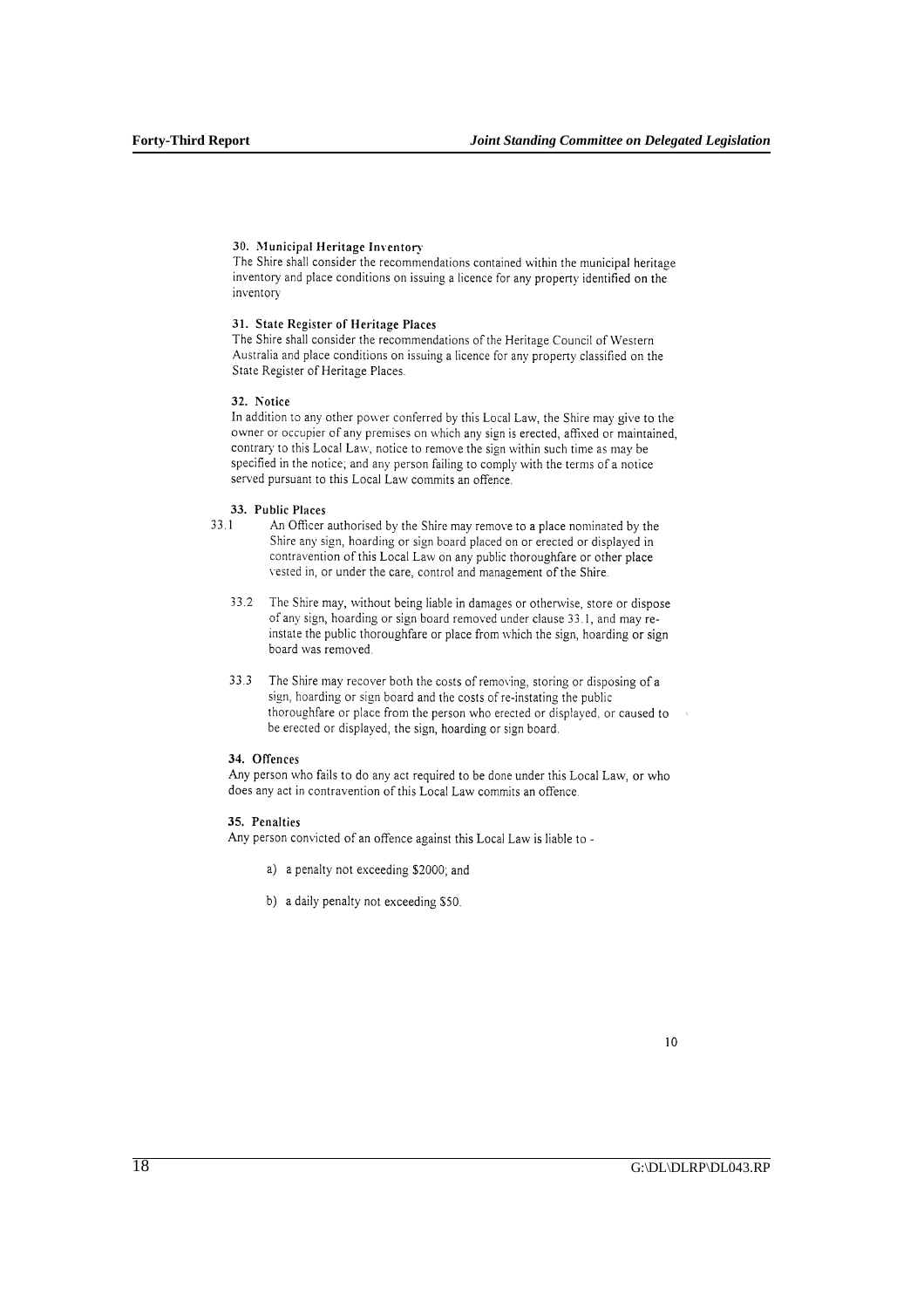**30. Municipal Heritage Inventory**

The Shire shall consider the recommendations contained within the municipal heritage inventory and place conditions on issuing a licence for any property identified on the inventory

**31. State Register of Heritage Places**

The Shire shall consider the recommendations of the Heritage Council of Western Australia and place conditions on issuing a licence for any property classified on the State Register of Heritage Places.

**32. Notice**

In addition to any other power conferred by this Local Law, the Shire may give to the owner or occupier of any premises on which any sign is erected, affixed or maintained, contrary to this Local Law, notice to remove the sign within such time as may be specified in the notice; and any person failing to comply with the terms of a notice served pursuant to this Local Law commits an offence.

**33. Public Places**

33.1 An Officer authorised by the Shire may remove to a place nominated by the Shire any sign, hoarding or sign board placed on or erected or displayed in contravention of this Local Law on any public thoroughfare or other place vested in, or under the care, control and management of the Shire.

33.2 The Shire may, without being liable in damages or otherwise, store or dispose of any sign, hoarding or sign board removed under clause 33.1, and may re-instate the public thoroughfare or place from which the sign, hoarding or sign board was removed.

33.3 The Shire may recover both the costs of removing, storing or disposing of a sign, hoarding or sign board and the costs of re-instating the public thoroughfare or place from the person who erected or displayed, or caused to be erected or displayed, the sign, hoarding or sign board.

**34. Offences**

Any person who fails to do any act required to be done under this Local Law, or who does any act in contravention of this Local Law commits an offence.

**35. Penalties**

Any person convicted of an offence against this Local Law is liable to -

a) a penalty not exceeding $2000; and

b) a daily penalty not exceeding $50.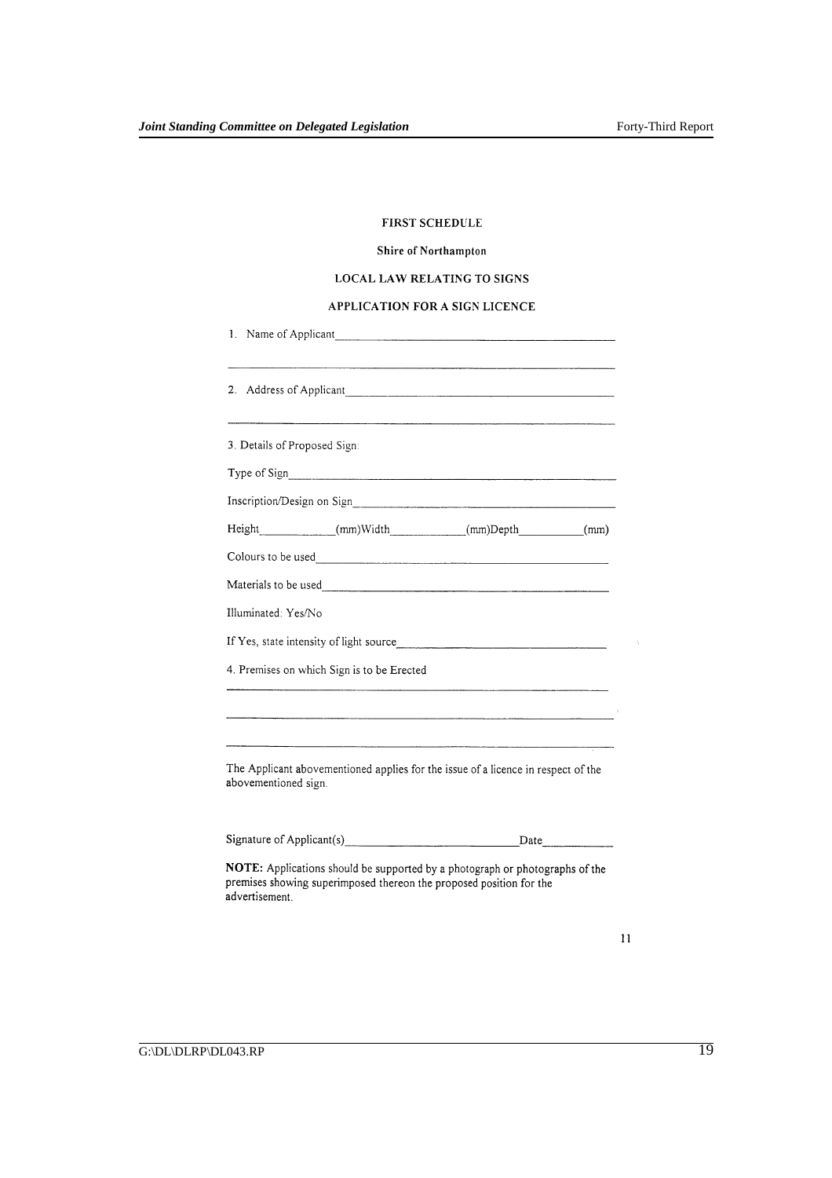## FIRST SCHEDULE

### Shire of Northampton

### LOCAL LAW RELATING TO SIGNS

### APPLICATION FOR A SIGN LICENCE

1. Name of Applicant_______________________________________________

___________________________________________________________________

2. Address of Applicant_____________________________________________

___________________________________________________________________

3. Details of Proposed Sign:

Type of Sign______________________________________________________

Inscription/Design on Sign__________________________________________

Height___________(mm)Width___________(mm)Depth__________(mm)

Colours to be used_________________________________________________

Materials to be used________________________________________________

Illuminated: Yes/No

If Yes, state intensity of light source__________________________________

4. Premises on which Sign is to be Erected

___________________________________________________________________

___________________________________________________________________

___________________________________________________________________

The Applicant abovementioned applies for the issue of a licence in respect of the abovementioned sign.

Signature of Applicant(s)___________________________Date___________

**NOTE:** Applications should be supported by a photograph or photographs of the premises showing superimposed thereon the proposed position for the advertisement.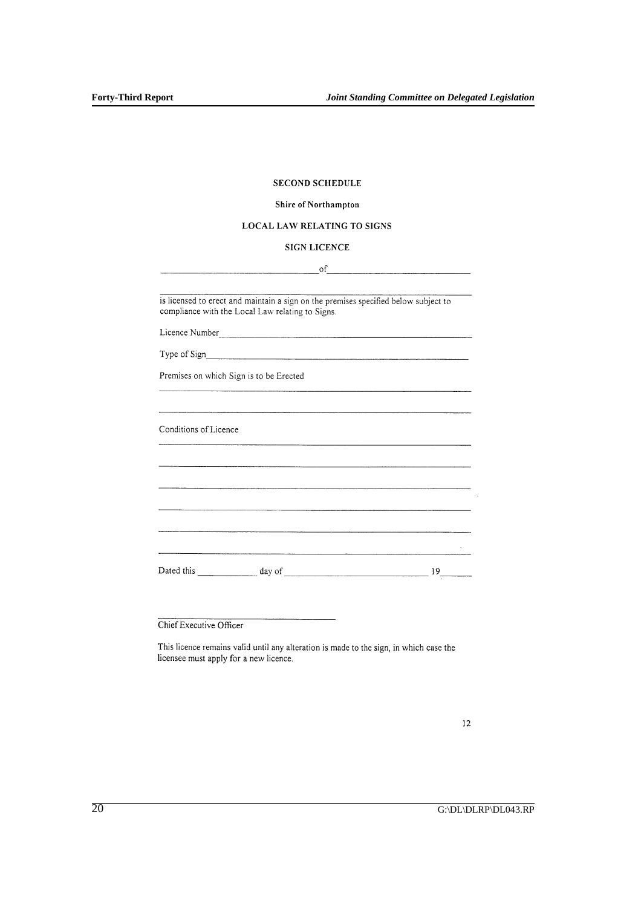**SECOND SCHEDULE**

**Shire of Northampton**

**LOCAL LAW RELATING TO SIGNS**

**SIGN LICENCE**

\_\_\_\_\_\_\_\_\_\_\_\_\_\_\_\_\_\_\_\_\_\_\_\_\_\_\_\_ of \_\_\_\_\_\_\_\_\_\_\_\_\_\_\_\_\_\_\_\_\_\_\_\_\_\_\_\_

\_\_\_\_\_\_\_\_\_\_\_\_\_\_\_\_\_\_\_\_\_\_\_\_\_\_\_\_\_\_\_\_\_\_\_\_\_\_\_\_\_\_\_\_\_\_\_\_\_\_\_\_\_\_\_\_\_\_

is licensed to erect and maintain a sign on the premises specified below subject to compliance with the Local Law relating to Signs.

Licence Number\_\_\_\_\_\_\_\_\_\_\_\_\_\_\_\_\_\_\_\_\_\_\_\_\_\_\_\_\_\_\_\_\_\_\_\_\_\_\_\_\_\_\_\_

Type of Sign\_\_\_\_\_\_\_\_\_\_\_\_\_\_\_\_\_\_\_\_\_\_\_\_\_\_\_\_\_\_\_\_\_\_\_\_\_\_\_\_\_\_\_\_\_\_

Premises on which Sign is to be Erected

\_\_\_\_\_\_\_\_\_\_\_\_\_\_\_\_\_\_\_\_\_\_\_\_\_\_\_\_\_\_\_\_\_\_\_\_\_\_\_\_\_\_\_\_\_\_\_\_\_\_\_\_\_\_\_\_\_\_

\_\_\_\_\_\_\_\_\_\_\_\_\_\_\_\_\_\_\_\_\_\_\_\_\_\_\_\_\_\_\_\_\_\_\_\_\_\_\_\_\_\_\_\_\_\_\_\_\_\_\_\_\_\_\_\_\_\_

Conditions of Licence

\_\_\_\_\_\_\_\_\_\_\_\_\_\_\_\_\_\_\_\_\_\_\_\_\_\_\_\_\_\_\_\_\_\_\_\_\_\_\_\_\_\_\_\_\_\_\_\_\_\_\_\_\_\_\_\_\_\_

\_\_\_\_\_\_\_\_\_\_\_\_\_\_\_\_\_\_\_\_\_\_\_\_\_\_\_\_\_\_\_\_\_\_\_\_\_\_\_\_\_\_\_\_\_\_\_\_\_\_\_\_\_\_\_\_\_\_

\_\_\_\_\_\_\_\_\_\_\_\_\_\_\_\_\_\_\_\_\_\_\_\_\_\_\_\_\_\_\_\_\_\_\_\_\_\_\_\_\_\_\_\_\_\_\_\_\_\_\_\_\_\_\_\_\_\_

\_\_\_\_\_\_\_\_\_\_\_\_\_\_\_\_\_\_\_\_\_\_\_\_\_\_\_\_\_\_\_\_\_\_\_\_\_\_\_\_\_\_\_\_\_\_\_\_\_\_\_\_\_\_\_\_\_\_

\_\_\_\_\_\_\_\_\_\_\_\_\_\_\_\_\_\_\_\_\_\_\_\_\_\_\_\_\_\_\_\_\_\_\_\_\_\_\_\_\_\_\_\_\_\_\_\_\_\_\_\_\_\_\_\_\_\_

\_\_\_\_\_\_\_\_\_\_\_\_\_\_\_\_\_\_\_\_\_\_\_\_\_\_\_\_\_\_\_\_\_\_\_\_\_\_\_\_\_\_\_\_\_\_\_\_\_\_\_\_\_\_\_\_\_\_

Dated this \_\_\_\_\_\_\_\_\_\_ day of \_\_\_\_\_\_\_\_\_\_\_\_\_\_\_\_\_\_\_\_\_\_\_\_ 19\_\_\_\_\_

\_\_\_\_\_\_\_\_\_\_\_\_\_\_\_\_\_\_\_\_\_\_\_\_\_\_\_\_

Chief Executive Officer

This licence remains valid until any alteration is made to the sign, in which case the licensee must apply for a new licence.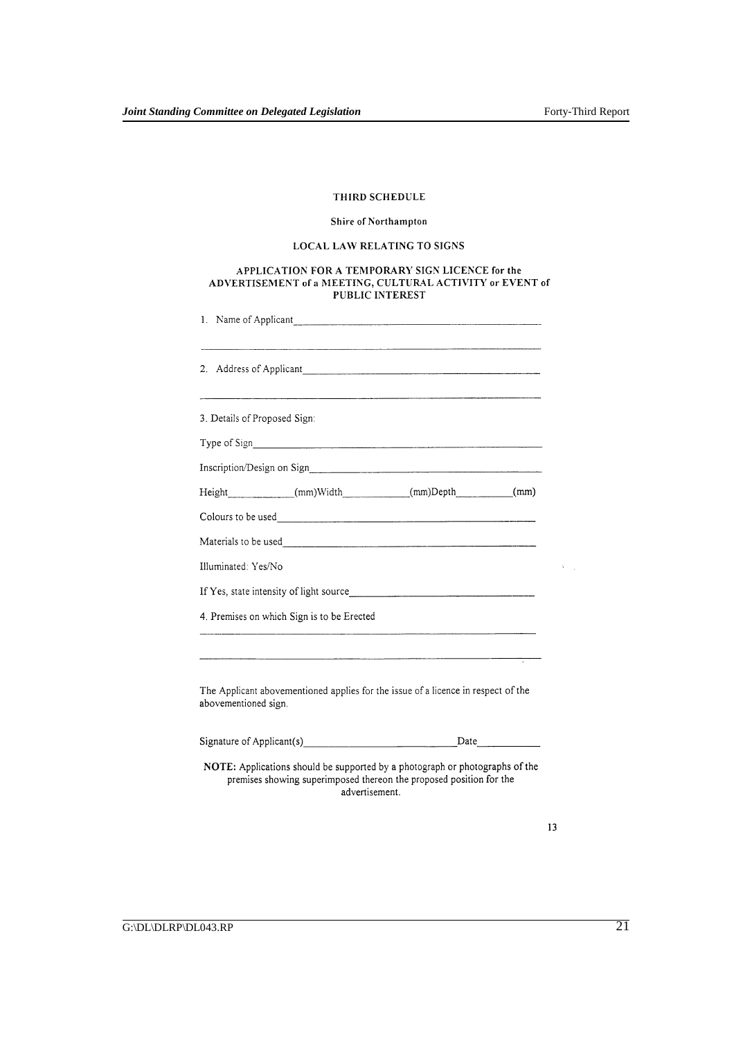## THIRD SCHEDULE

### Shire of Northampton

### LOCAL LAW RELATING TO SIGNS

### APPLICATION FOR A TEMPORARY SIGN LICENCE for the ADVERTISEMENT of a MEETING, CULTURAL ACTIVITY or EVENT of PUBLIC INTEREST

1. Name of Applicant______________________________________________

_____________________________________________________________

2. Address of Applicant____________________________________________

_____________________________________________________________

3. Details of Proposed Sign:

Type of Sign_____________________________________________________

Inscription/Design on Sign__________________________________________

Height____________(mm)Width____________(mm)Depth___________(mm)

Colours to be used________________________________________________

Materials to be used_______________________________________________

Illuminated: Yes/No

If Yes, state intensity of light source__________________________________

4. Premises on which Sign is to be Erected

_____________________________________________________________

_____________________________________________________________

The Applicant abovementioned applies for the issue of a licence in respect of the abovementioned sign.

Signature of Applicant(s)_______________________________Date___________

**NOTE:** Applications should be supported by a photograph or photographs of the premises showing superimposed thereon the proposed position for the advertisement.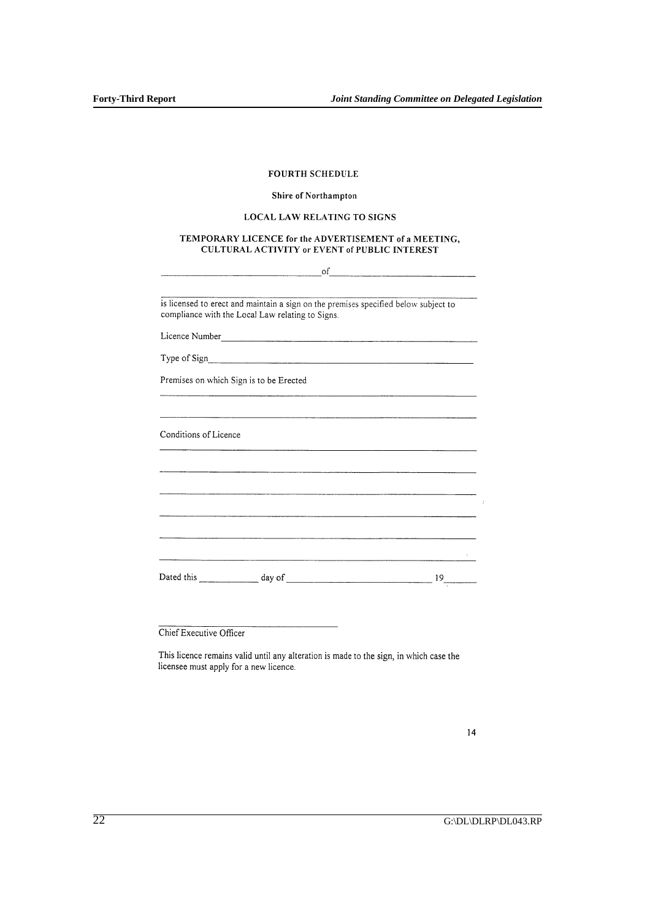**FOURTH SCHEDULE**

**Shire of Northampton**

**LOCAL LAW RELATING TO SIGNS**

**TEMPORARY LICENCE for the ADVERTISEMENT of a MEETING, CULTURAL ACTIVITY or EVENT of PUBLIC INTEREST**

\_\_\_\_\_\_\_\_\_\_\_\_\_\_\_\_\_\_\_\_\_\_\_\_\_\_\_\_\_\_ of \_\_\_\_\_\_\_\_\_\_\_\_\_\_\_\_\_\_\_\_\_\_\_\_\_\_\_\_\_\_

\_\_\_\_\_\_\_\_\_\_\_\_\_\_\_\_\_\_\_\_\_\_\_\_\_\_\_\_\_\_\_\_\_\_\_\_\_\_\_\_\_\_\_\_\_\_\_\_\_\_\_\_\_\_\_\_\_\_\_\_

is licensed to erect and maintain a sign on the premises specified below subject to compliance with the Local Law relating to Signs.

Licence Number\_\_\_\_\_\_\_\_\_\_\_\_\_\_\_\_\_\_\_\_\_\_\_\_\_\_\_\_\_\_\_\_\_\_\_\_\_\_\_\_\_\_\_\_\_\_\_\_

Type of Sign\_\_\_\_\_\_\_\_\_\_\_\_\_\_\_\_\_\_\_\_\_\_\_\_\_\_\_\_\_\_\_\_\_\_\_\_\_\_\_\_\_\_\_\_\_\_\_\_\_\_

Premises on which Sign is to be Erected

\_\_\_\_\_\_\_\_\_\_\_\_\_\_\_\_\_\_\_\_\_\_\_\_\_\_\_\_\_\_\_\_\_\_\_\_\_\_\_\_\_\_\_\_\_\_\_\_\_\_\_\_\_\_\_\_\_\_\_\_

\_\_\_\_\_\_\_\_\_\_\_\_\_\_\_\_\_\_\_\_\_\_\_\_\_\_\_\_\_\_\_\_\_\_\_\_\_\_\_\_\_\_\_\_\_\_\_\_\_\_\_\_\_\_\_\_\_\_\_\_

Conditions of Licence

\_\_\_\_\_\_\_\_\_\_\_\_\_\_\_\_\_\_\_\_\_\_\_\_\_\_\_\_\_\_\_\_\_\_\_\_\_\_\_\_\_\_\_\_\_\_\_\_\_\_\_\_\_\_\_\_\_\_\_\_

\_\_\_\_\_\_\_\_\_\_\_\_\_\_\_\_\_\_\_\_\_\_\_\_\_\_\_\_\_\_\_\_\_\_\_\_\_\_\_\_\_\_\_\_\_\_\_\_\_\_\_\_\_\_\_\_\_\_\_\_

\_\_\_\_\_\_\_\_\_\_\_\_\_\_\_\_\_\_\_\_\_\_\_\_\_\_\_\_\_\_\_\_\_\_\_\_\_\_\_\_\_\_\_\_\_\_\_\_\_\_\_\_\_\_\_\_\_\_\_\_

\_\_\_\_\_\_\_\_\_\_\_\_\_\_\_\_\_\_\_\_\_\_\_\_\_\_\_\_\_\_\_\_\_\_\_\_\_\_\_\_\_\_\_\_\_\_\_\_\_\_\_\_\_\_\_\_\_\_\_\_

\_\_\_\_\_\_\_\_\_\_\_\_\_\_\_\_\_\_\_\_\_\_\_\_\_\_\_\_\_\_\_\_\_\_\_\_\_\_\_\_\_\_\_\_\_\_\_\_\_\_\_\_\_\_\_\_\_\_\_\_

\_\_\_\_\_\_\_\_\_\_\_\_\_\_\_\_\_\_\_\_\_\_\_\_\_\_\_\_\_\_\_\_\_\_\_\_\_\_\_\_\_\_\_\_\_\_\_\_\_\_\_\_\_\_\_\_\_\_\_\_

Dated this \_\_\_\_\_\_\_\_\_\_ day of \_\_\_\_\_\_\_\_\_\_\_\_\_\_\_\_\_\_\_\_\_\_\_\_\_\_ 19\_\_\_\_\_

\_\_\_\_\_\_\_\_\_\_\_\_\_\_\_\_\_\_\_\_\_\_\_\_\_\_\_\_\_\_

Chief Executive Officer

This licence remains valid until any alteration is made to the sign, in which case the licensee must apply for a new licence.

14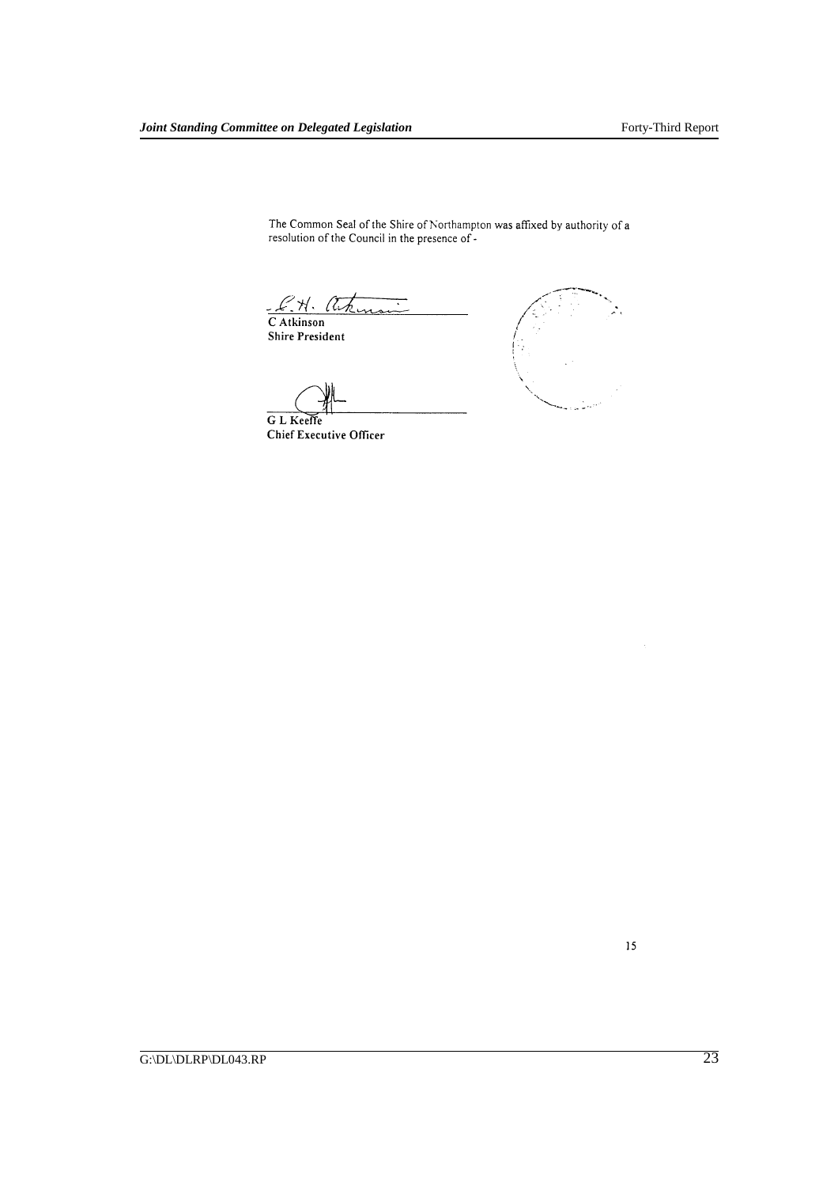The Common Seal of the Shire of Northampton was affixed by authority of a resolution of the Council in the presence of -

C Atkinson
**Shire President**

G L Keeffe
**Chief Executive Officer**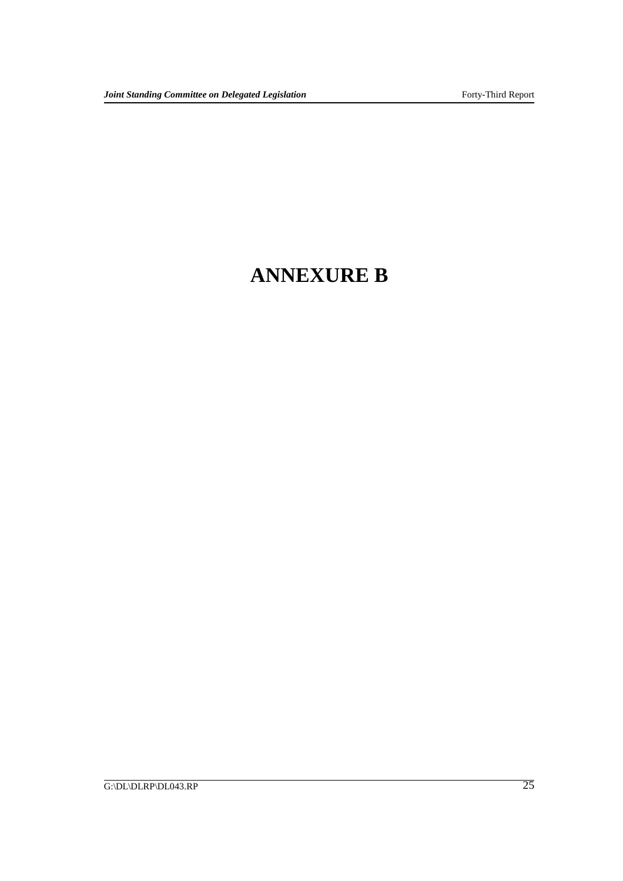# ANNEXURE B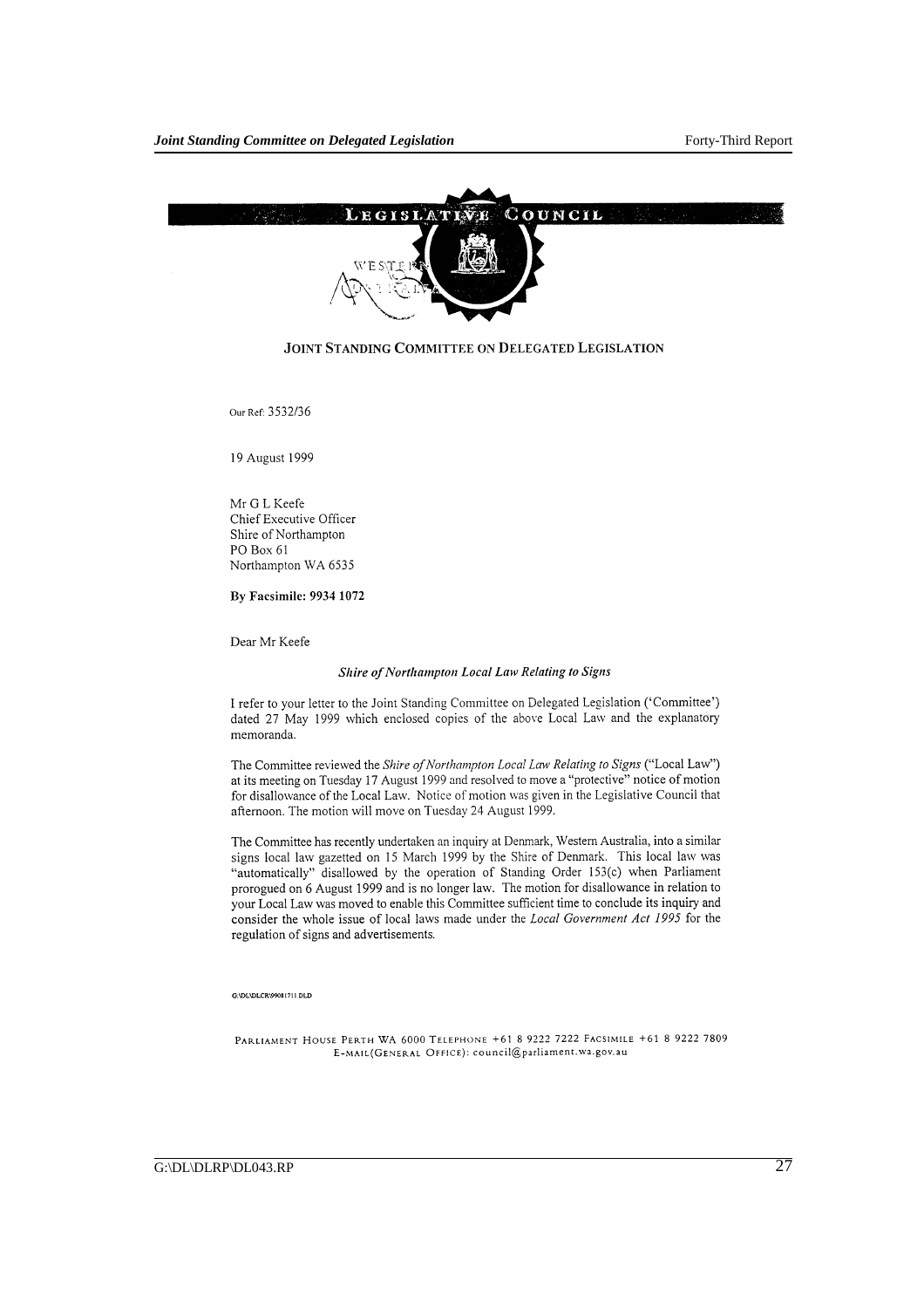LEGISLATIVE COUNCIL

WESTERN AUSTRALIA

JOINT STANDING COMMITTEE ON DELEGATED LEGISLATION

Our Ref: 3532/36

19 August 1999

Mr G L Keefe
Chief Executive Officer
Shire of Northampton
PO Box 61
Northampton WA 6535

**By Facsimile: 9934 1072**

Dear Mr Keefe

***Shire of Northampton Local Law Relating to Signs***

I refer to your letter to the Joint Standing Committee on Delegated Legislation ('Committee') dated 27 May 1999 which enclosed copies of the above Local Law and the explanatory memoranda.

The Committee reviewed the *Shire of Northampton Local Law Relating to Signs* ("Local Law") at its meeting on Tuesday 17 August 1999 and resolved to move a "protective" notice of motion for disallowance of the Local Law. Notice of motion was given in the Legislative Council that afternoon. The motion will move on Tuesday 24 August 1999.

The Committee has recently undertaken an inquiry at Denmark, Western Australia, into a similar signs local law gazetted on 15 March 1999 by the Shire of Denmark. This local law was "automatically" disallowed by the operation of Standing Order 153(c) when Parliament prorogued on 6 August 1999 and is no longer law. The motion for disallowance in relation to your Local Law was moved to enable this Committee sufficient time to conclude its inquiry and consider the whole issue of local laws made under the *Local Government Act 1995* for the regulation of signs and advertisements.

G:\DL\DLCR\99081711.DLD

PARLIAMENT HOUSE PERTH WA 6000 TELEPHONE +61 8 9222 7222 FACSIMILE +61 8 9222 7809
E-MAIL(GENERAL OFFICE): council@parliament.wa.gov.au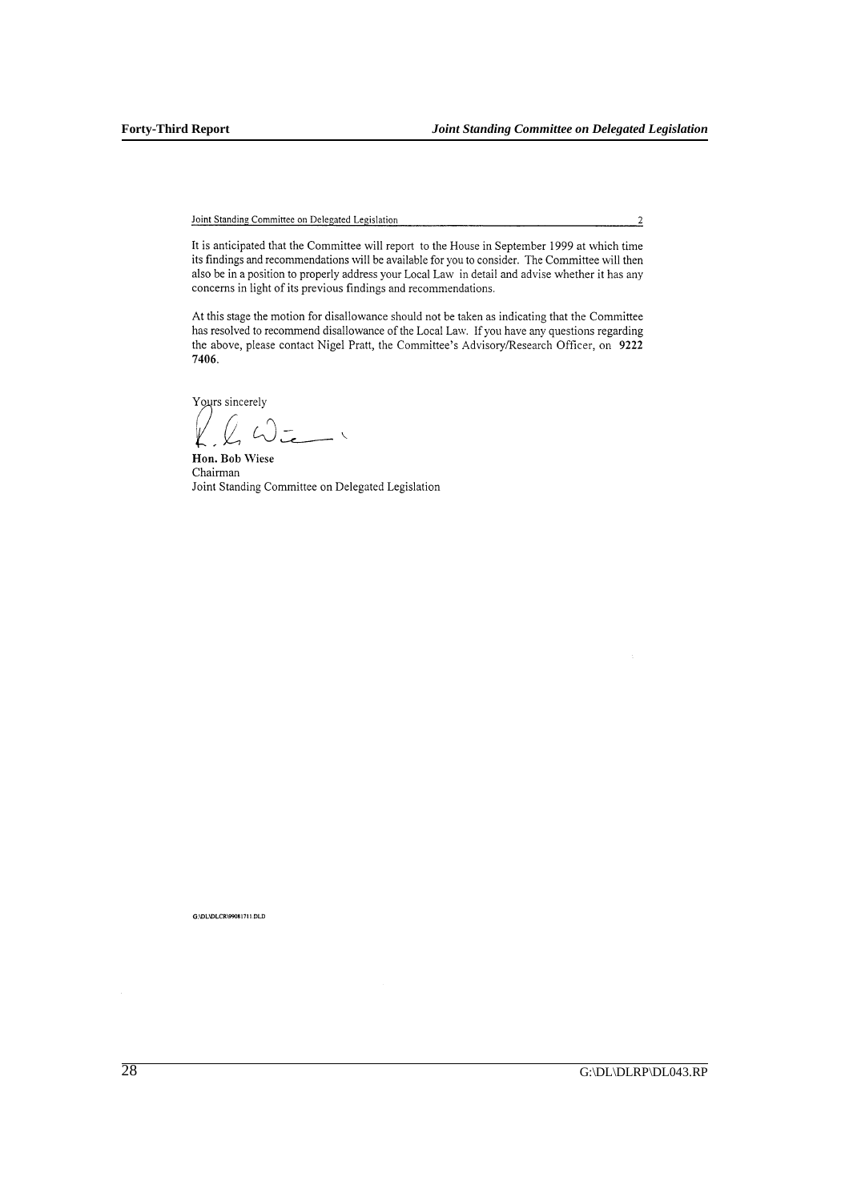It is anticipated that the Committee will report to the House in September 1999 at which time its findings and recommendations will be available for you to consider. The Committee will then also be in a position to properly address your Local Law in detail and advise whether it has any concerns in light of its previous findings and recommendations.

At this stage the motion for disallowance should not be taken as indicating that the Committee has resolved to recommend disallowance of the Local Law. If you have any questions regarding the above, please contact Nigel Pratt, the Committee's Advisory/Research Officer, on **9222 7406**.

Yours sincerely

**Hon. Bob Wiese**
Chairman
Joint Standing Committee on Delegated Legislation

G:\DL\DLCR\99081711.DLD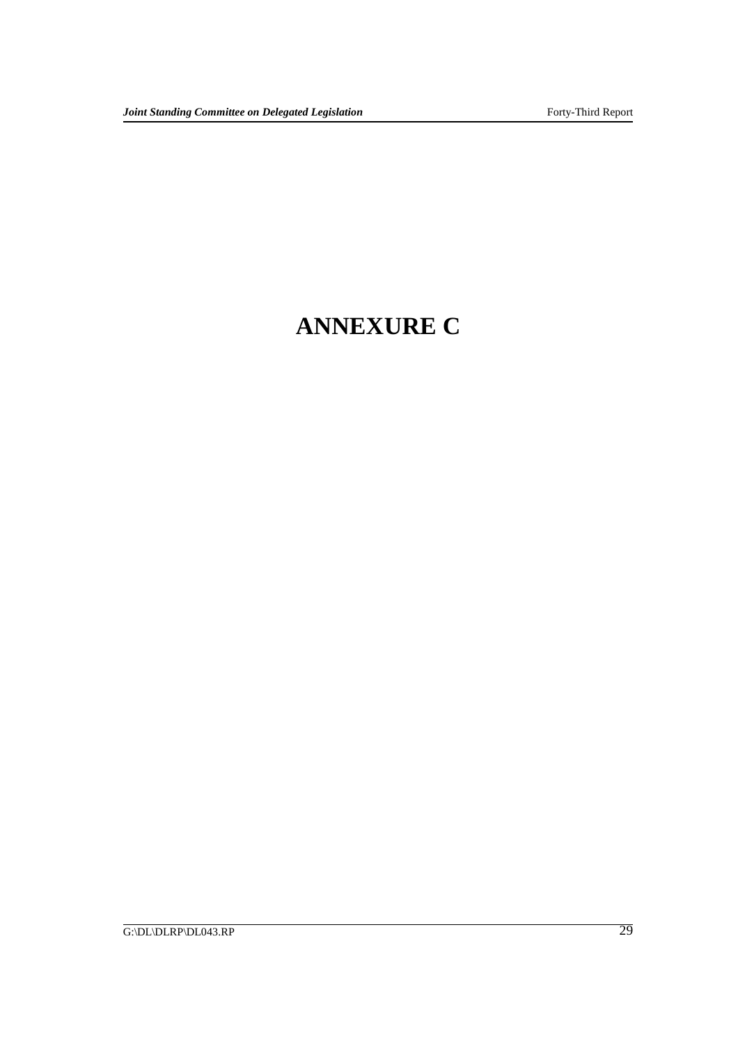# ANNEXURE C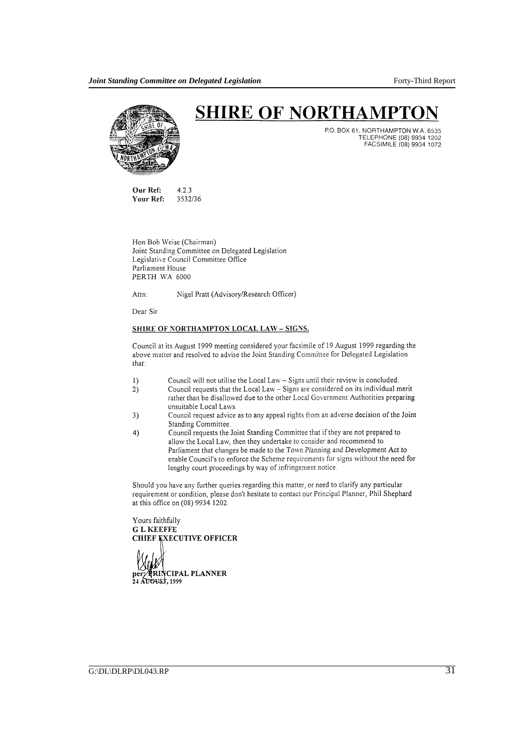# SHIRE OF NORTHAMPTON

P.O. BOX 61, NORTHAMPTON W.A. 6535
TELEPHONE (08) 9934 1202
FACSIMILE (08) 9934 1072

**Our Ref:** 4.2.3
**Your Ref:** 3532/36

Hon Bob Weise (Chairman)
Joint Standing Committee on Delegated Legislation
Legislative Council Committee Office
Parliament House
PERTH WA 6000

Attn: Nigel Pratt (Advisory/Research Officer)

Dear Sir

**SHIRE OF NORTHAMPTON LOCAL LAW – SIGNS.**

Council at its August 1999 meeting considered your facsimile of 19 August 1999 regarding the above matter and resolved to advise the Joint Standing Committee for Delegated Legislation that:

1) Council will not utilise the Local Law – Signs until their review is concluded.
2) Council requests that the Local Law – Signs are considered on its individual merit rather than be disallowed due to the other Local Government Authorities preparing unsuitable Local Laws.
3) Council request advice as to any appeal rights from an adverse decision of the Joint Standing Committee.
4) Council requests the Joint Standing Committee that if they are not prepared to allow the Local Law, then they undertake to consider and recommend to Parliament that changes be made to the Town Planning and Development Act to enable Council's to enforce the Scheme requirements for signs without the need for lengthy court proceedings by way of infringement notice.

Should you have any further queries regarding this matter, or need to clarify any particular requirement or condition, please don't hesitate to contact our Principal Planner, Phil Shephard at this office on (08) 9934 1202.

Yours faithfully
**G L KEEFFE**
**CHIEF EXECUTIVE OFFICER**

**per: PRINCIPAL PLANNER**
**24 AUGUST, 1999**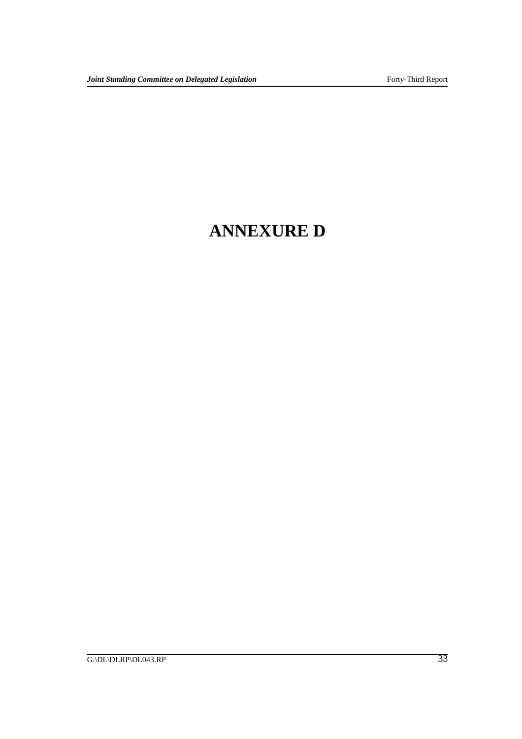# ANNEXURE D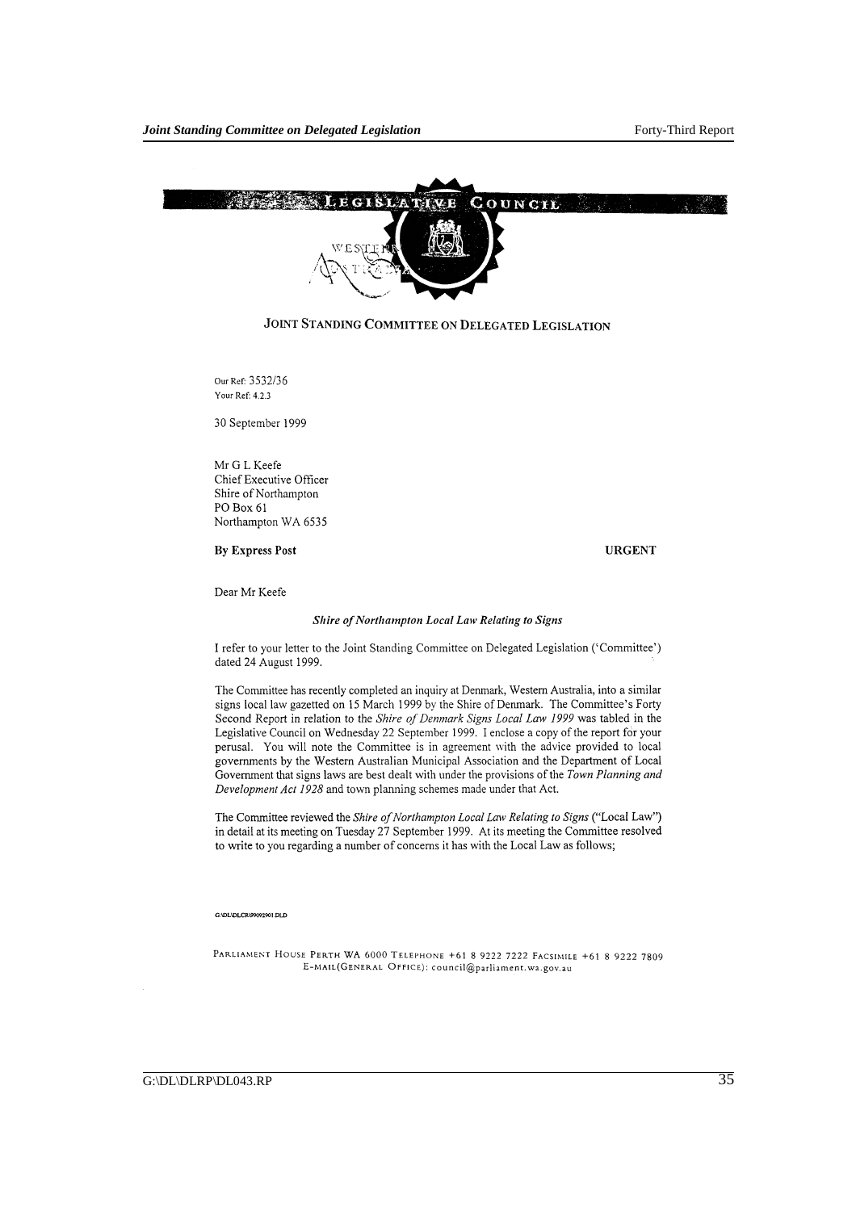LEGISLATIVE COUNCIL

WESTERN AUSTRALIA

JOINT STANDING COMMITTEE ON DELEGATED LEGISLATION

Our Ref: 3532/36
Your Ref: 4.2.3

30 September 1999

Mr G L Keefe
Chief Executive Officer
Shire of Northampton
PO Box 61
Northampton WA 6535

**By Express Post** **URGENT**

Dear Mr Keefe

***Shire of Northampton Local Law Relating to Signs***

I refer to your letter to the Joint Standing Committee on Delegated Legislation ('Committee') dated 24 August 1999.

The Committee has recently completed an inquiry at Denmark, Western Australia, into a similar signs local law gazetted on 15 March 1999 by the Shire of Denmark. The Committee's Forty Second Report in relation to the *Shire of Denmark Signs Local Law 1999* was tabled in the Legislative Council on Wednesday 22 September 1999. I enclose a copy of the report for your perusal. You will note the Committee is in agreement with the advice provided to local governments by the Western Australian Municipal Association and the Department of Local Government that signs laws are best dealt with under the provisions of the *Town Planning and Development Act 1928* and town planning schemes made under that Act.

The Committee reviewed the *Shire of Northampton Local Law Relating to Signs* ("Local Law") in detail at its meeting on Tuesday 27 September 1999. At its meeting the Committee resolved to write to you regarding a number of concerns it has with the Local Law as follows;

G:\DL\DLCR\99092901.DLD

PARLIAMENT HOUSE PERTH WA 6000 TELEPHONE +61 8 9222 7222 FACSIMILE +61 8 9222 7809
E-MAIL(GENERAL OFFICE): council@parliament.wa.gov.au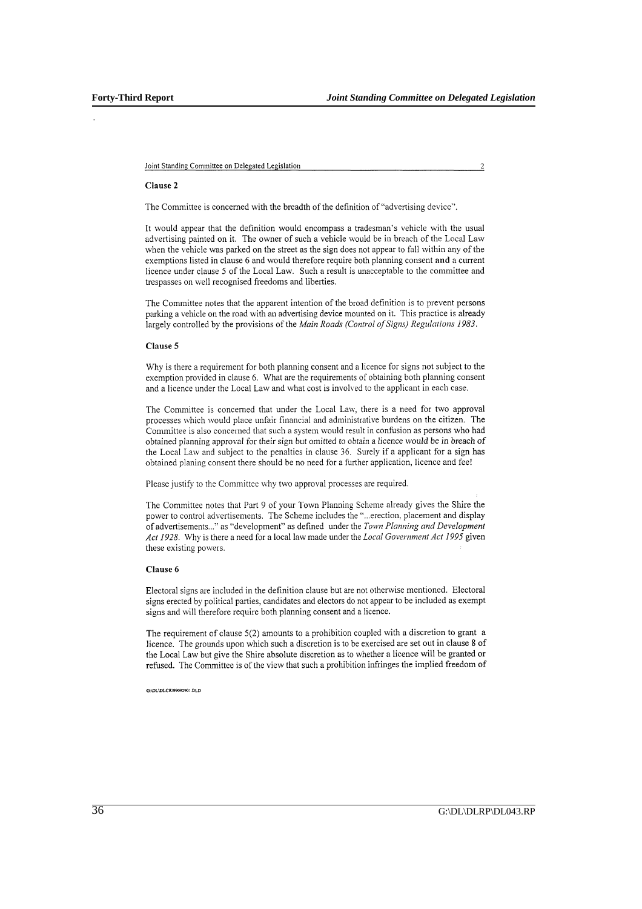Joint Standing Committee on Delegated Legislation 2

**Clause 2**

The Committee is concerned with the breadth of the definition of "advertising device".

It would appear that the definition would encompass a tradesman's vehicle with the usual advertising painted on it. The owner of such a vehicle would be in breach of the Local Law when the vehicle was parked on the street as the sign does not appear to fall within any of the exemptions listed in clause 6 and would therefore require both planning consent **and** a current licence under clause 5 of the Local Law. Such a result is unacceptable to the committee and trespasses on well recognised freedoms and liberties.

The Committee notes that the apparent intention of the broad definition is to prevent persons parking a vehicle on the road with an advertising device mounted on it. This practice is already largely controlled by the provisions of the *Main Roads (Control of Signs) Regulations 1983*.

**Clause 5**

Why is there a requirement for both planning consent and a licence for signs not subject to the exemption provided in clause 6. What are the requirements of obtaining both planning consent and a licence under the Local Law and what cost is involved to the applicant in each case.

The Committee is concerned that under the Local Law, there is a need for two approval processes which would place unfair financial and administrative burdens on the citizen. The Committee is also concerned that such a system would result in confusion as persons who had obtained planning approval for their sign but omitted to obtain a licence would be in breach of the Local Law and subject to the penalties in clause 36. Surely if a applicant for a sign has obtained planing consent there should be no need for a further application, licence and fee!

Please justify to the Committee why two approval processes are required.

The Committee notes that Part 9 of your Town Planning Scheme already gives the Shire the power to control advertisements. The Scheme includes the "...erection, placement and display of advertisements..." as "development" as defined under the *Town Planning and Development Act 1928*. Why is there a need for a local law made under the *Local Government Act 1995* given these existing powers.

**Clause 6**

Electoral signs are included in the definition clause but are not otherwise mentioned. Electoral signs erected by political parties, candidates and electors do not appear to be included as exempt signs and will therefore require both planning consent and a licence.

The requirement of clause 5(2) amounts to a prohibition coupled with a discretion to grant a licence. The grounds upon which such a discretion is to be exercised are set out in clause 8 of the Local Law but give the Shire absolute discretion as to whether a licence will be granted or refused. The Committee is of the view that such a prohibition infringes the implied freedom of

G:\DL\DLCR\99092901.DLD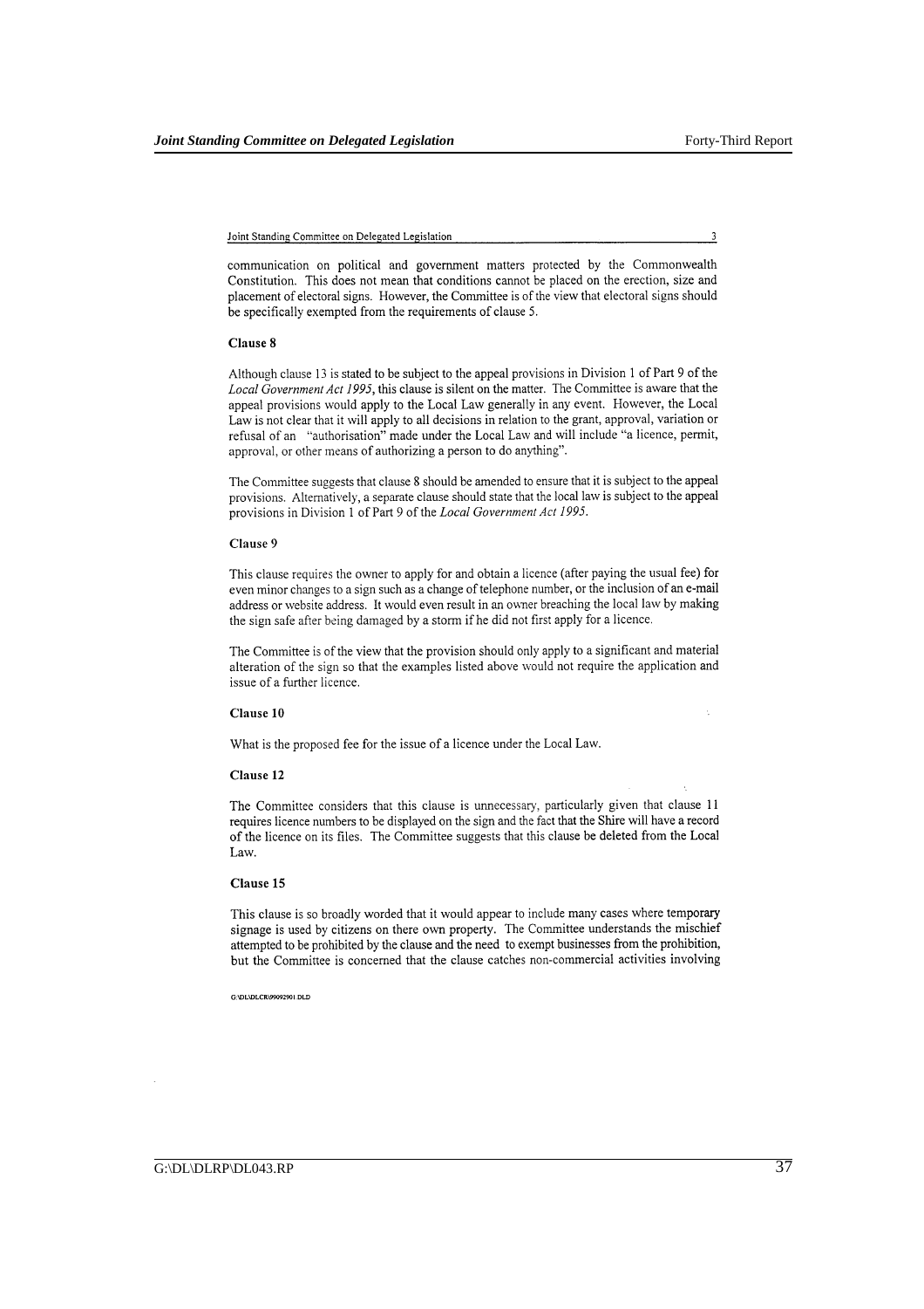communication on political and government matters protected by the Commonwealth Constitution. This does not mean that conditions cannot be placed on the erection, size and placement of electoral signs. However, the Committee is of the view that electoral signs should be specifically exempted from the requirements of clause 5.

**Clause 8**

Although clause 13 is stated to be subject to the appeal provisions in Division 1 of Part 9 of the *Local Government Act 1995*, this clause is silent on the matter. The Committee is aware that the appeal provisions would apply to the Local Law generally in any event. However, the Local Law is not clear that it will apply to all decisions in relation to the grant, approval, variation or refusal of an "authorisation" made under the Local Law and will include "a licence, permit, approval, or other means of authorizing a person to do anything".

The Committee suggests that clause 8 should be amended to ensure that it is subject to the appeal provisions. Alternatively, a separate clause should state that the local law is subject to the appeal provisions in Division 1 of Part 9 of the *Local Government Act 1995*.

**Clause 9**

This clause requires the owner to apply for and obtain a licence (after paying the usual fee) for even minor changes to a sign such as a change of telephone number, or the inclusion of an e-mail address or website address. It would even result in an owner breaching the local law by making the sign safe after being damaged by a storm if he did not first apply for a licence.

The Committee is of the view that the provision should only apply to a significant and material alteration of the sign so that the examples listed above would not require the application and issue of a further licence.

**Clause 10**

What is the proposed fee for the issue of a licence under the Local Law.

**Clause 12**

The Committee considers that this clause is unnecessary, particularly given that clause 11 requires licence numbers to be displayed on the sign and the fact that the Shire will have a record of the licence on its files. The Committee suggests that this clause be deleted from the Local Law.

**Clause 15**

This clause is so broadly worded that it would appear to include many cases where temporary signage is used by citizens on there own property. The Committee understands the mischief attempted to be prohibited by the clause and the need to exempt businesses from the prohibition, but the Committee is concerned that the clause catches non-commercial activities involving

G:\DL\DLCR\99092901.DLD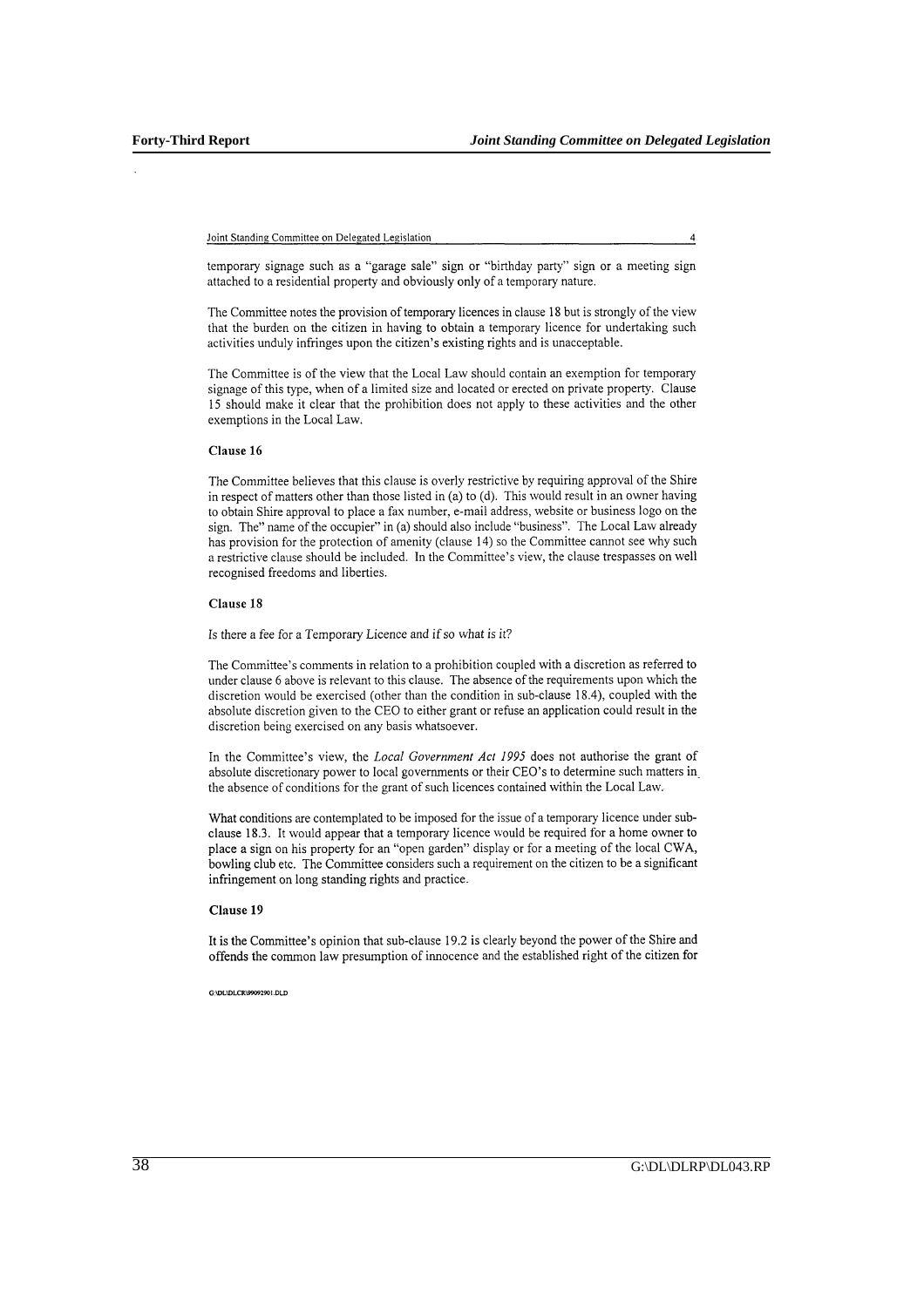temporary signage such as a "garage sale" sign or "birthday party" sign or a meeting sign attached to a residential property and obviously only of a temporary nature.

The Committee notes the provision of temporary licences in clause 18 but is strongly of the view that the burden on the citizen in having to obtain a temporary licence for undertaking such activities unduly infringes upon the citizen's existing rights and is unacceptable.

The Committee is of the view that the Local Law should contain an exemption for temporary signage of this type, when of a limited size and located or erected on private property. Clause 15 should make it clear that the prohibition does not apply to these activities and the other exemptions in the Local Law.

#### Clause 16

The Committee believes that this clause is overly restrictive by requiring approval of the Shire in respect of matters other than those listed in (a) to (d). This would result in an owner having to obtain Shire approval to place a fax number, e-mail address, website or business logo on the sign. The" name of the occupier" in (a) should also include "business". The Local Law already has provision for the protection of amenity (clause 14) so the Committee cannot see why such a restrictive clause should be included. In the Committee's view, the clause trespasses on well recognised freedoms and liberties.

#### Clause 18

*Is there a fee for a Temporary Licence and if so what is it?*

The Committee's comments in relation to a prohibition coupled with a discretion as referred to under clause 6 above is relevant to this clause. The absence of the requirements upon which the discretion would be exercised (other than the condition in sub-clause 18.4), coupled with the absolute discretion given to the CEO to either grant or refuse an application could result in the discretion being exercised on any basis whatsoever.

In the Committee's view, the *Local Government Act 1995* does not authorise the grant of absolute discretionary power to local governments or their CEO's to determine such matters in the absence of conditions for the grant of such licences contained within the Local Law.

What conditions are contemplated to be imposed for the issue of a temporary licence under sub-clause 18.3. It would appear that a temporary licence would be required for a home owner to place a sign on his property for an "open garden" display or for a meeting of the local CWA, bowling club etc. The Committee considers such a requirement on the citizen to be a significant infringement on long standing rights and practice.

#### Clause 19

It is the Committee's opinion that sub-clause 19.2 is clearly beyond the power of the Shire and offends the common law presumption of innocence and the established right of the citizen for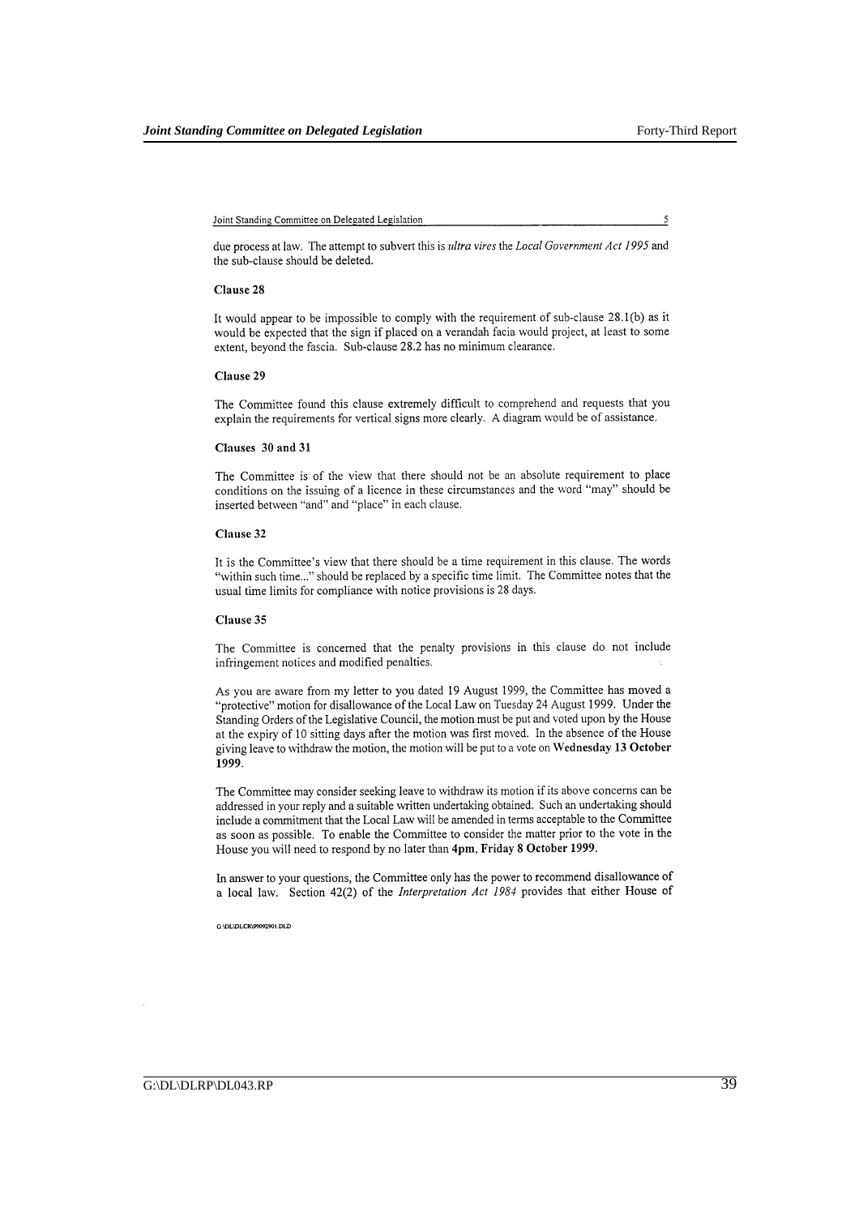due process at law. The attempt to subvert this is *ultra vires* the *Local Government Act 1995* and the sub-clause should be deleted.

**Clause 28**

It would appear to be impossible to comply with the requirement of sub-clause 28.1(b) as it would be expected that the sign if placed on a verandah facia would project, at least to some extent, beyond the fascia. Sub-clause 28.2 has no minimum clearance.

**Clause 29**

The Committee found this clause extremely difficult to comprehend and requests that you explain the requirements for vertical signs more clearly. A diagram would be of assistance.

**Clauses 30 and 31**

The Committee is of the view that there should not be an absolute requirement to place conditions on the issuing of a licence in these circumstances and the word "may" should be inserted between "and" and "place" in each clause.

**Clause 32**

It is the Committee's view that there should be a time requirement in this clause. The words "within such time..." should be replaced by a specific time limit. The Committee notes that the usual time limits for compliance with notice provisions is 28 days.

**Clause 35**

The Committee is concerned that the penalty provisions in this clause do not include infringement notices and modified penalties.

As you are aware from my letter to you dated 19 August 1999, the Committee has moved a "protective" motion for disallowance of the Local Law on Tuesday 24 August 1999. Under the Standing Orders of the Legislative Council, the motion must be put and voted upon by the House at the expiry of 10 sitting days after the motion was first moved. In the absence of the House giving leave to withdraw the motion, the motion will be put to a vote on **Wednesday 13 October 1999**.

The Committee may consider seeking leave to withdraw its motion if its above concerns can be addressed in your reply and a suitable written undertaking obtained. Such an undertaking should include a commitment that the Local Law will be amended in terms acceptable to the Committee as soon as possible. To enable the Committee to consider the matter prior to the vote in the House you will need to respond by no later than **4pm, Friday 8 October 1999**.

In answer to your questions, the Committee only has the power to recommend disallowance of a local law. Section 42(2) of the *Interpretation Act 1984* provides that either House of

G:\DL\DLCR\99092901.DLD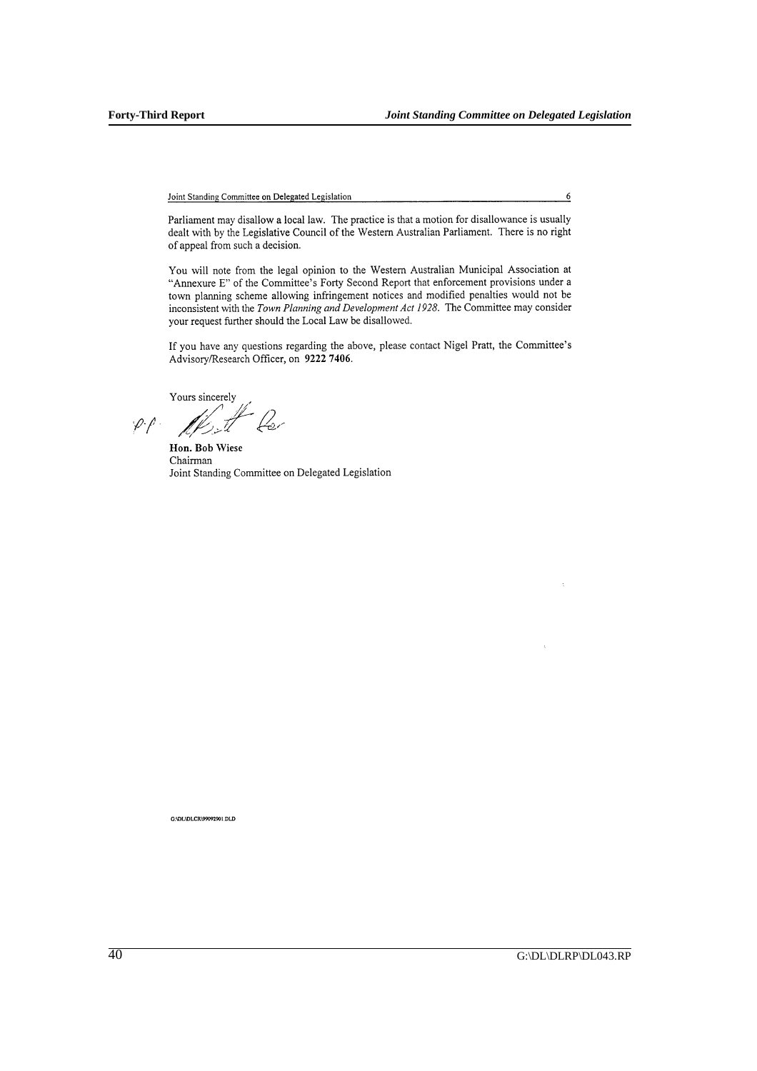Parliament may disallow a local law. The practice is that a motion for disallowance is usually dealt with by the Legislative Council of the Western Australian Parliament. There is no right of appeal from such a decision.

You will note from the legal opinion to the Western Australian Municipal Association at "Annexure E" of the Committee's Forty Second Report that enforcement provisions under a town planning scheme allowing infringement notices and modified penalties would not be inconsistent with the *Town Planning and Development Act 1928*. The Committee may consider your request further should the Local Law be disallowed.

If you have any questions regarding the above, please contact Nigel Pratt, the Committee's Advisory/Research Officer, on **9222 7406**.

Yours sincerely

p.p.

**Hon. Bob Wiese**
Chairman
Joint Standing Committee on Delegated Legislation

G:\DL\DLCR\99092901.DLD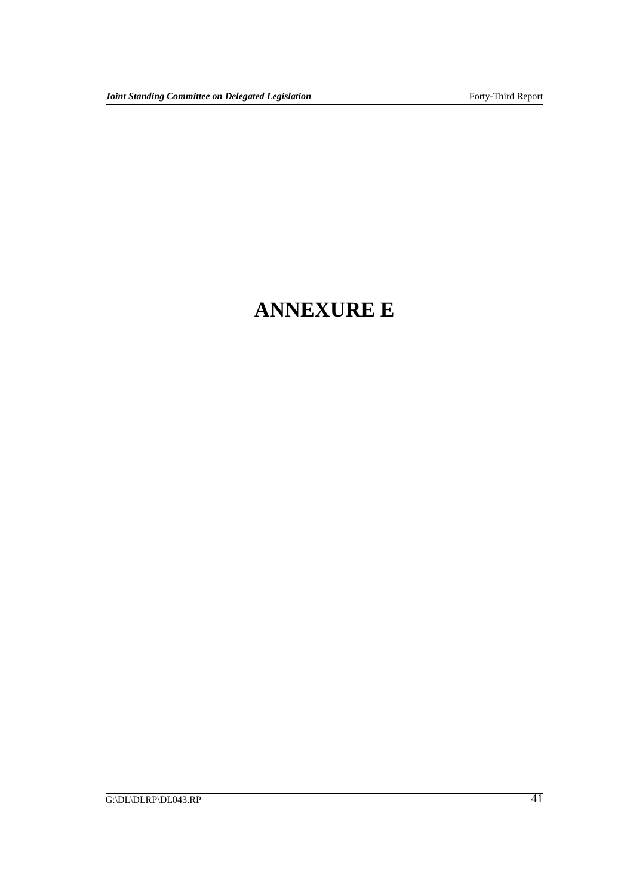# ANNEXURE E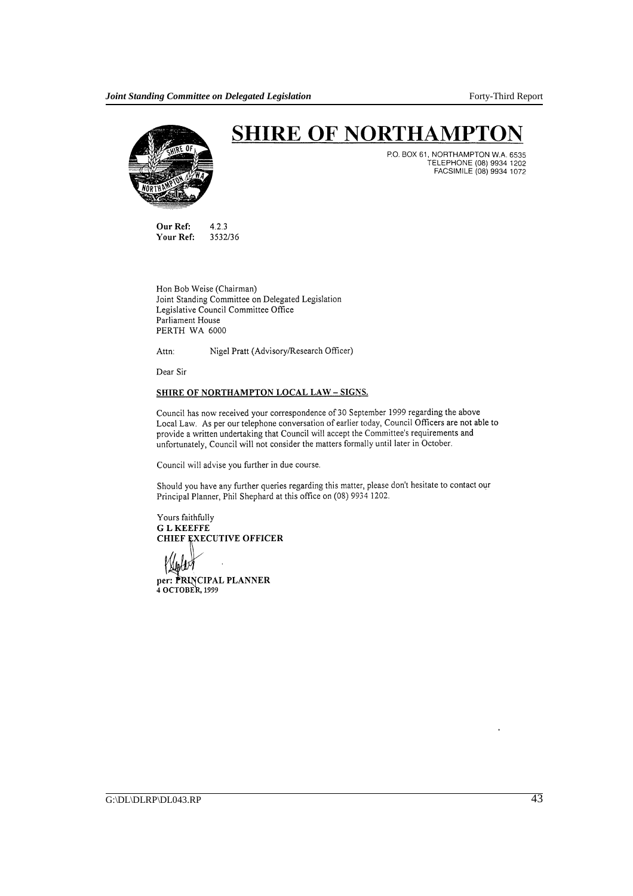# SHIRE OF NORTHAMPTON

P.O. BOX 61, NORTHAMPTON W.A. 6535
TELEPHONE (08) 9934 1202
FACSIMILE (08) 9934 1072

**Our Ref:** 4.2.3
**Your Ref:** 3532/36

Hon Bob Weise (Chairman)
Joint Standing Committee on Delegated Legislation
Legislative Council Committee Office
Parliament House
PERTH WA 6000

Attn: Nigel Pratt (Advisory/Research Officer)

Dear Sir

**SHIRE OF NORTHAMPTON LOCAL LAW – SIGNS.**

Council has now received your correspondence of 30 September 1999 regarding the above Local Law. As per our telephone conversation of earlier today, Council Officers are not able to provide a written undertaking that Council will accept the Committee's requirements and unfortunately, Council will not consider the matters formally until later in October.

Council will advise you further in due course.

Should you have any further queries regarding this matter, please don't hesitate to contact our Principal Planner, Phil Shephard at this office on (08) 9934 1202.

Yours faithfully
**G L KEEFFE**
**CHIEF EXECUTIVE OFFICER**

**per: PRINCIPAL PLANNER**
**4 OCTOBER, 1999**